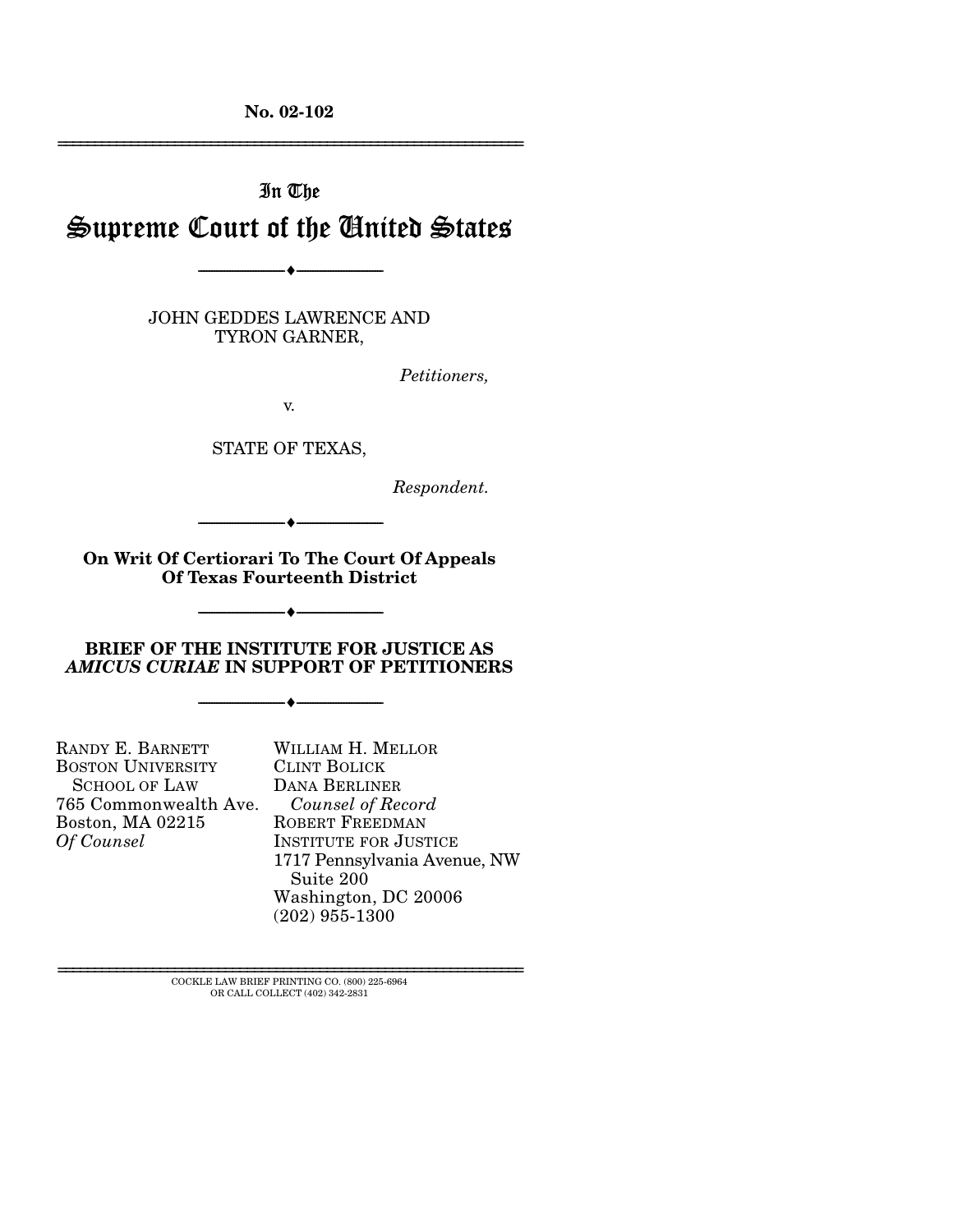**No. 02-102**

---

In The

# Supreme Court of the United States

---

JOHN GEDDES LAWRENCE AND TYRON GARNER,

*Petitioners,*

v.

STATE OF TEXAS,

*Respondent.*

---

**On Writ Of Certiorari To The Court Of Appeals Of Texas Fourteenth District**

---

**BRIEF OF THE INSTITUTE FOR JUSTICE AS *AMICUS CURIAE* IN SUPPORT OF PETITIONERS**

---

RANDY E. BARNETT
BOSTON UNIVERSITY SCHOOL OF LAW
765 Commonwealth Ave.
Boston, MA 02215
*Of Counsel*

WILLIAM H. MELLOR
CLINT BOLICK
DANA BERLINER
*Counsel of Record*
ROBERT FREEDMAN
INSTITUTE FOR JUSTICE
1717 Pennsylvania Avenue, NW
Suite 200
Washington, DC 20006
(202) 955-1300

---

COCKLE LAW BRIEF PRINTING CO. (800) 225-6964
OR CALL COLLECT (402) 342-2831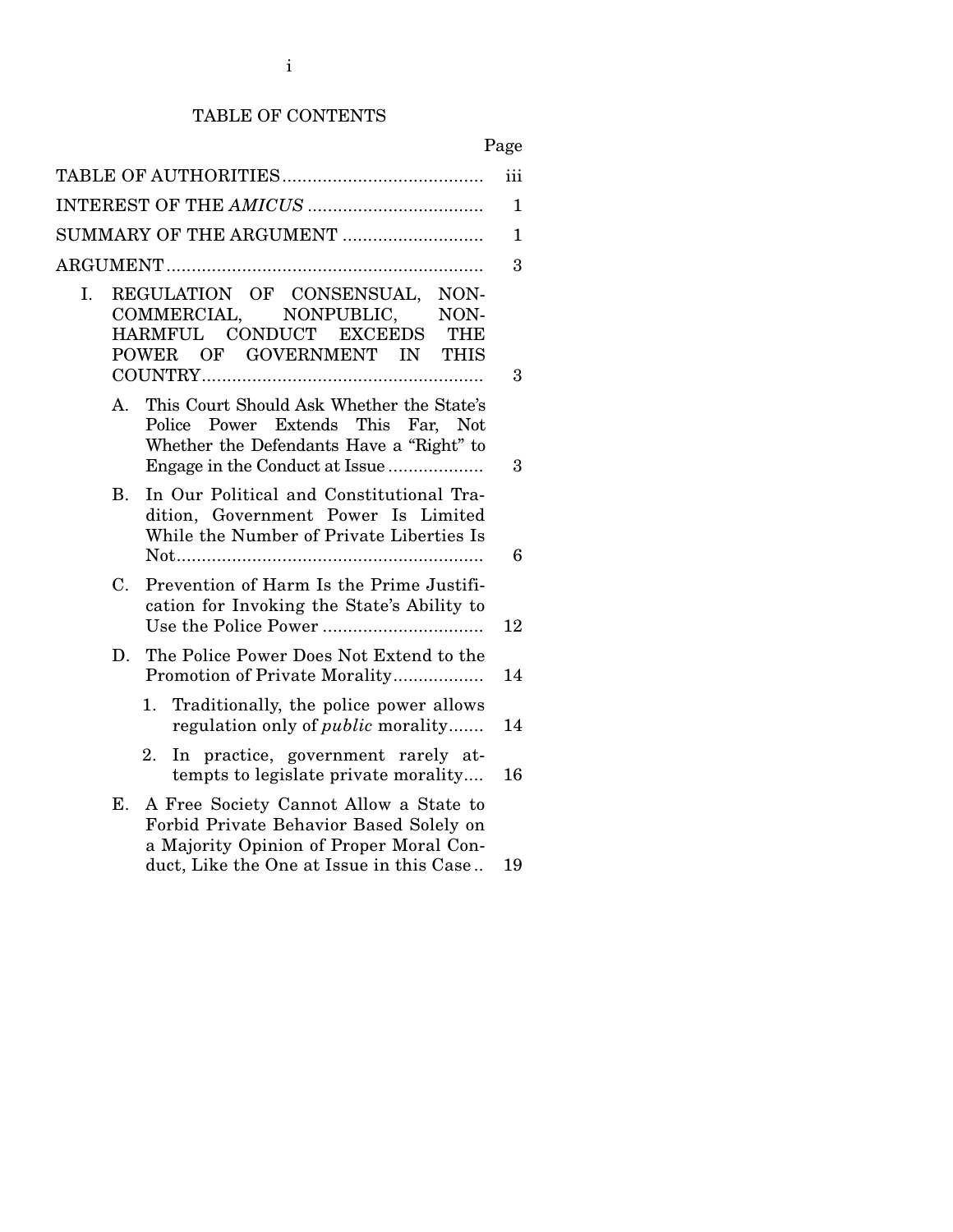# TABLE OF CONTENTS

| | Page |
|---|---|
| TABLE OF AUTHORITIES | iii |
| INTEREST OF THE *AMICUS* | 1 |
| SUMMARY OF THE ARGUMENT | 1 |
| ARGUMENT | 3 |
| I. REGULATION OF CONSENSUAL, NON-COMMERCIAL, NONPUBLIC, NON-HARMFUL CONDUCT EXCEEDS THE POWER OF GOVERNMENT IN THIS COUNTRY | 3 |
| A. This Court Should Ask Whether the State's Police Power Extends This Far, Not Whether the Defendants Have a "Right" to Engage in the Conduct at Issue | 3 |
| B. In Our Political and Constitutional Tradition, Government Power Is Limited While the Number of Private Liberties Is Not | 6 |
| C. Prevention of Harm Is the Prime Justification for Invoking the State's Ability to Use the Police Power | 12 |
| D. The Police Power Does Not Extend to the Promotion of Private Morality | 14 |
| 1. Traditionally, the police power allows regulation only of *public* morality | 14 |
| 2. In practice, government rarely attempts to legislate private morality | 16 |
| E. A Free Society Cannot Allow a State to Forbid Private Behavior Based Solely on a Majority Opinion of Proper Moral Conduct, Like the One at Issue in this Case | 19 |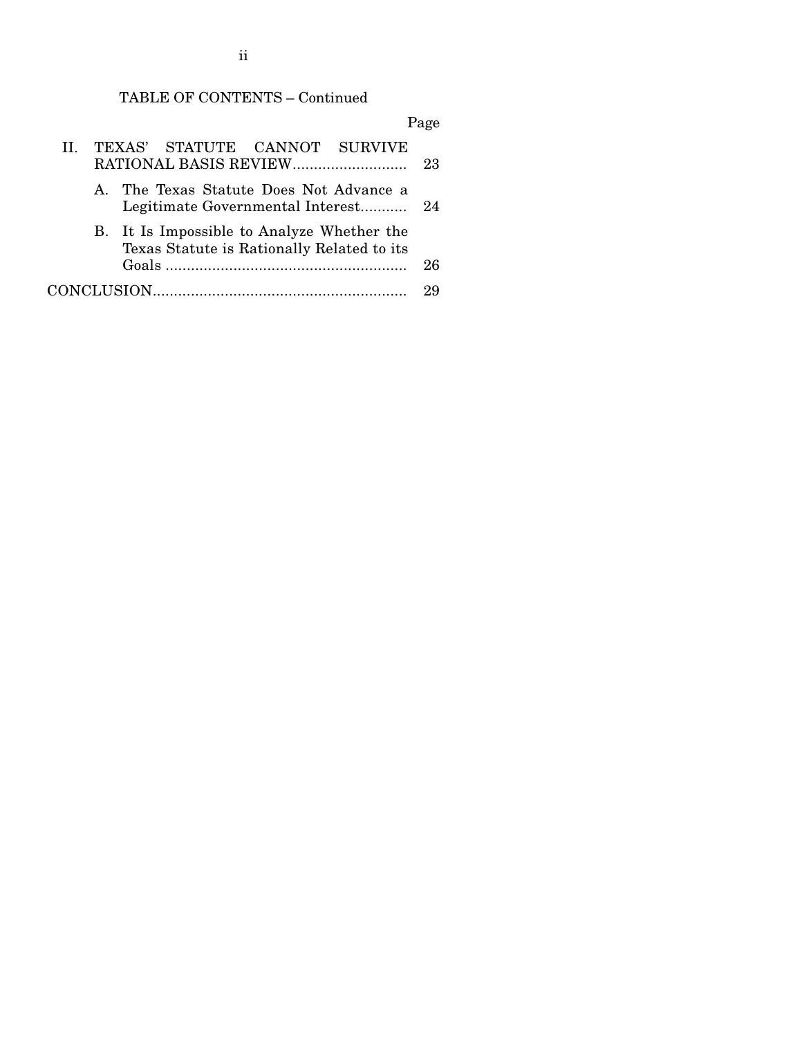TABLE OF CONTENTS – Continued

| | Page |
|---|---|
| II. TEXAS' STATUTE CANNOT SURVIVE RATIONAL BASIS REVIEW | 23 |
| A. The Texas Statute Does Not Advance a Legitimate Governmental Interest | 24 |
| B. It Is Impossible to Analyze Whether the Texas Statute is Rationally Related to its Goals | 26 |
| CONCLUSION | 29 |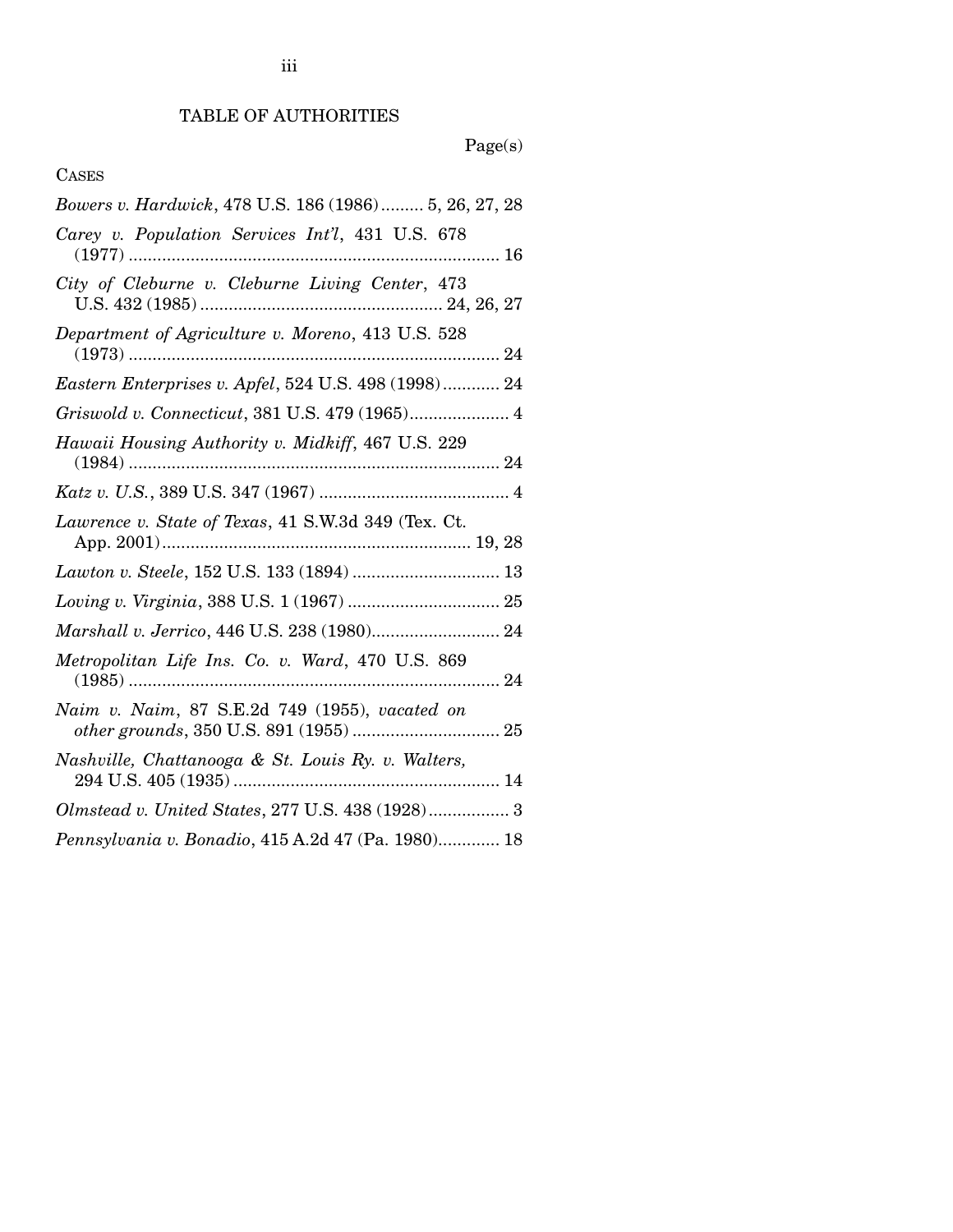# TABLE OF AUTHORITIES

Page(s)

CASES

*Bowers v. Hardwick*, 478 U.S. 186 (1986) ......... 5, 26, 27, 28

*Carey v. Population Services Int'l*, 431 U.S. 678 (1977) ............................................................................. 16

*City of Cleburne v. Cleburne Living Center*, 473 U.S. 432 (1985) .................................................. 24, 26, 27

*Department of Agriculture v. Moreno*, 413 U.S. 528 (1973) ............................................................................. 24

*Eastern Enterprises v. Apfel*, 524 U.S. 498 (1998) ............ 24

*Griswold v. Connecticut*, 381 U.S. 479 (1965) ..................... 4

*Hawaii Housing Authority v. Midkiff*, 467 U.S. 229 (1984) ............................................................................. 24

*Katz v. U.S.*, 389 U.S. 347 (1967) ........................................ 4

*Lawrence v. State of Texas*, 41 S.W.3d 349 (Tex. Ct. App. 2001) ................................................................ 19, 28

*Lawton v. Steele*, 152 U.S. 133 (1894) ............................... 13

*Loving v. Virginia*, 388 U.S. 1 (1967) ................................ 25

*Marshall v. Jerrico*, 446 U.S. 238 (1980) ........................... 24

*Metropolitan Life Ins. Co. v. Ward*, 470 U.S. 869 (1985) ............................................................................. 24

*Naim v. Naim*, 87 S.E.2d 749 (1955), *vacated on other grounds*, 350 U.S. 891 (1955) ............................... 25

*Nashville, Chattanooga & St. Louis Ry. v. Walters*, 294 U.S. 405 (1935) ........................................................ 14

*Olmstead v. United States*, 277 U.S. 438 (1928) ................. 3

*Pennsylvania v. Bonadio*, 415 A.2d 47 (Pa. 1980) ............. 18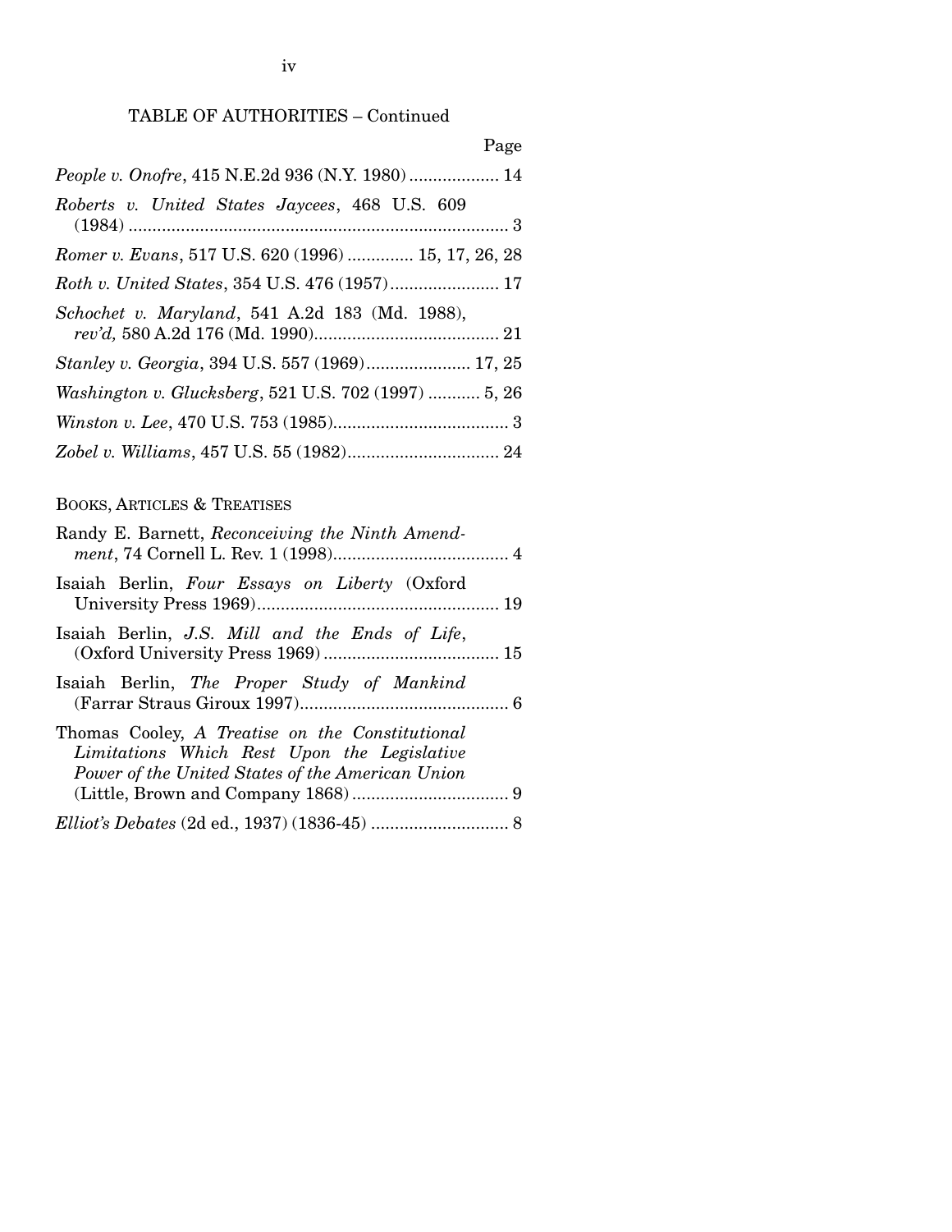TABLE OF AUTHORITIES – Continued

Page

*People v. Onofre*, 415 N.E.2d 936 (N.Y. 1980) ................... 14

*Roberts v. United States Jaycees*, 468 U.S. 609 (1984) ................................................................................. 3

*Romer v. Evans*, 517 U.S. 620 (1996) ............. 15, 17, 26, 28

*Roth v. United States*, 354 U.S. 476 (1957)....................... 17

*Schochet v. Maryland*, 541 A.2d 183 (Md. 1988), *rev'd,* 580 A.2d 176 (Md. 1990)....................................... 21

*Stanley v. Georgia*, 394 U.S. 557 (1969)...................... 17, 25

*Washington v. Glucksberg*, 521 U.S. 702 (1997) ........... 5, 26

*Winston v. Lee*, 470 U.S. 753 (1985)..................................... 3

*Zobel v. Williams*, 457 U.S. 55 (1982)................................ 24

BOOKS, ARTICLES & TREATISES

Randy E. Barnett, *Reconceiving the Ninth Amendment*, 74 Cornell L. Rev. 1 (1998)..................................... 4

Isaiah Berlin, *Four Essays on Liberty* (Oxford University Press 1969)................................................... 19

Isaiah Berlin, *J.S. Mill and the Ends of Life*, (Oxford University Press 1969) ..................................... 15

Isaiah Berlin, *The Proper Study of Mankind* (Farrar Straus Giroux 1997)............................................ 6

Thomas Cooley, *A Treatise on the Constitutional Limitations Which Rest Upon the Legislative Power of the United States of the American Union* (Little, Brown and Company 1868) ................................. 9

*Elliot's Debates* (2d ed., 1937) (1836-45) ............................. 8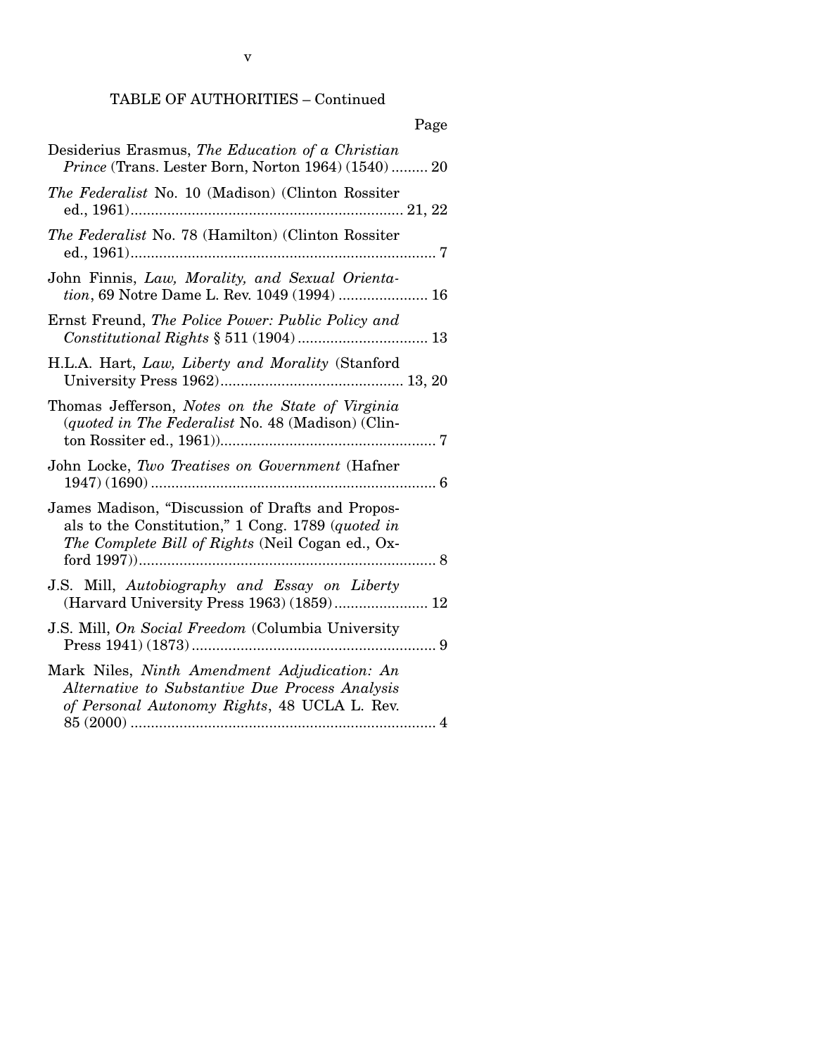TABLE OF AUTHORITIES – Continued

Page

Desiderius Erasmus, *The Education of a Christian Prince* (Trans. Lester Born, Norton 1964) (1540) ......... 20

*The Federalist* No. 10 (Madison) (Clinton Rossiter ed., 1961)................................................................... 21, 22

*The Federalist* No. 78 (Hamilton) (Clinton Rossiter ed., 1961)........................................................................... 7

John Finnis, *Law, Morality, and Sexual Orientation*, 69 Notre Dame L. Rev. 1049 (1994) ...................... 16

Ernst Freund, *The Police Power: Public Policy and Constitutional Rights* § 511 (1904) ................................ 13

H.L.A. Hart, *Law, Liberty and Morality* (Stanford University Press 1962)............................................. 13, 20

Thomas Jefferson, *Notes on the State of Virginia* (*quoted in The Federalist* No. 48 (Madison) (Clinton Rossiter ed., 1961))..................................................... 7

John Locke, *Two Treatises on Government* (Hafner 1947) (1690) ...................................................................... 6

James Madison, "Discussion of Drafts and Proposals to the Constitution," 1 Cong. 1789 (*quoted in The Complete Bill of Rights* (Neil Cogan ed., Oxford 1997))......................................................................... 8

J.S. Mill, *Autobiography and Essay on Liberty* (Harvard University Press 1963) (1859)....................... 12

J.S. Mill, *On Social Freedom* (Columbia University Press 1941) (1873)............................................................ 9

Mark Niles, *Ninth Amendment Adjudication: An Alternative to Substantive Due Process Analysis of Personal Autonomy Rights*, 48 UCLA L. Rev. 85 (2000) ........................................................................... 4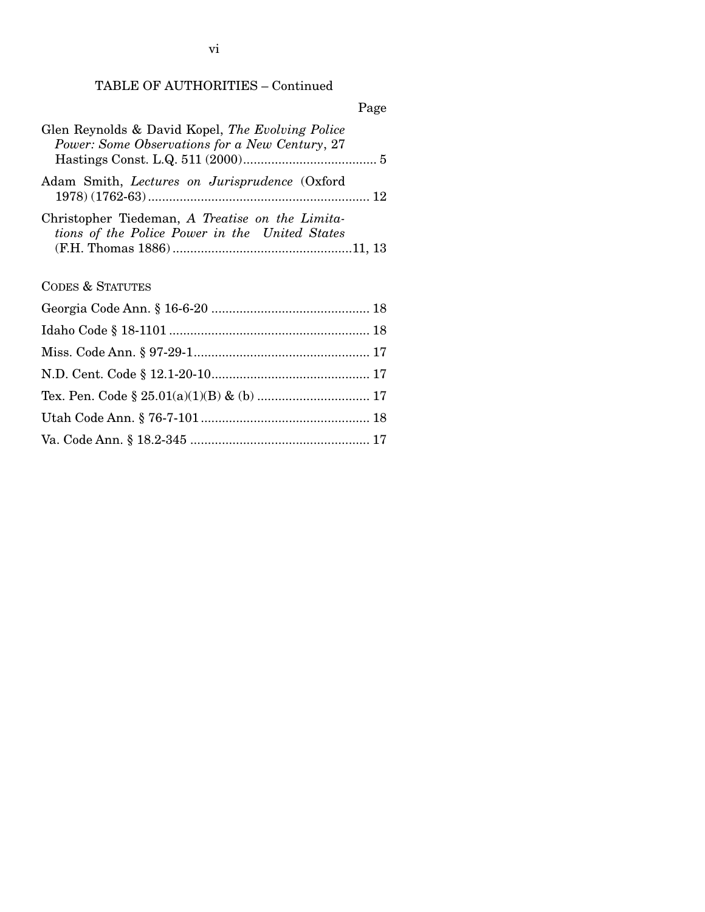## TABLE OF AUTHORITIES – Continued

Page

Glen Reynolds & David Kopel, *The Evolving Police Power: Some Observations for a New Century*, 27 Hastings Const. L.Q. 511 (2000) ...................................... 5

Adam Smith, *Lectures on Jurisprudence* (Oxford 1978) (1762-63) ............................................................... 12

Christopher Tiedeman, *A Treatise on the Limitations of the Police Power in the United States* (F.H. Thomas 1886) ...................................................11, 13

CODES & STATUTES

Georgia Code Ann. § 16-6-20 ............................................. 18

Idaho Code § 18-1101 ......................................................... 18

Miss. Code Ann. § 97-29-1.................................................. 17

N.D. Cent. Code § 12.1-20-10............................................. 17

Tex. Pen. Code § 25.01(a)(1)(B) & (b) ................................ 17

Utah Code Ann. § 76-7-101 ................................................ 18

Va. Code Ann. § 18.2-345 ................................................... 17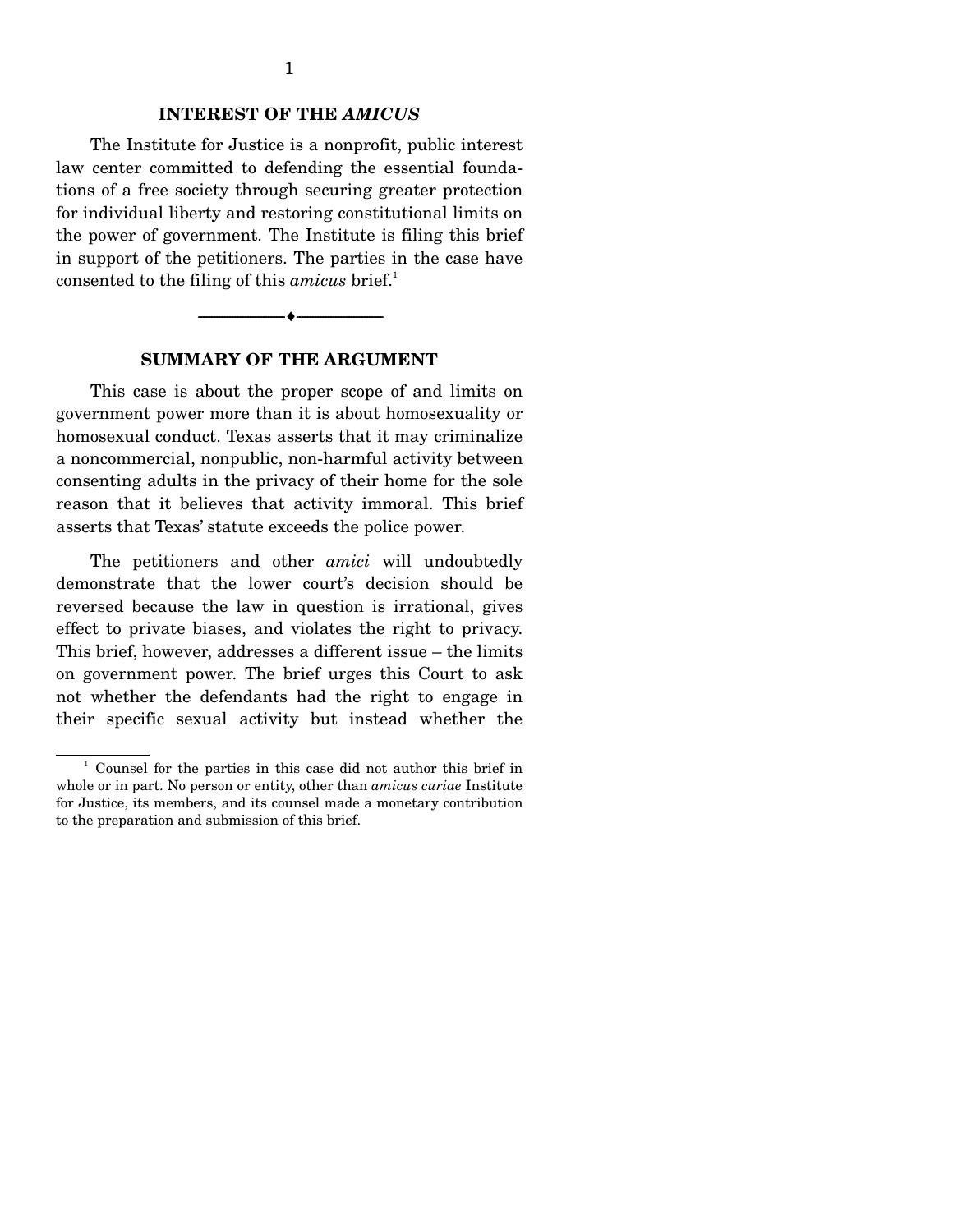## INTEREST OF THE *AMICUS*

The Institute for Justice is a nonprofit, public interest law center committed to defending the essential foundations of a free society through securing greater protection for individual liberty and restoring constitutional limits on the power of government. The Institute is filing this brief in support of the petitioners. The parties in the case have consented to the filing of this *amicus* brief.[1]

---

## SUMMARY OF THE ARGUMENT

This case is about the proper scope of and limits on government power more than it is about homosexuality or homosexual conduct. Texas asserts that it may criminalize a noncommercial, nonpublic, non-harmful activity between consenting adults in the privacy of their home for the sole reason that it believes that activity immoral. This brief asserts that Texas' statute exceeds the police power.

The petitioners and other *amici* will undoubtedly demonstrate that the lower court's decision should be reversed because the law in question is irrational, gives effect to private biases, and violates the right to privacy. This brief, however, addresses a different issue – the limits on government power. The brief urges this Court to ask not whether the defendants had the right to engage in their specific sexual activity but instead whether the

[1] Counsel for the parties in this case did not author this brief in whole or in part. No person or entity, other than *amicus curiae* Institute for Justice, its members, and its counsel made a monetary contribution to the preparation and submission of this brief.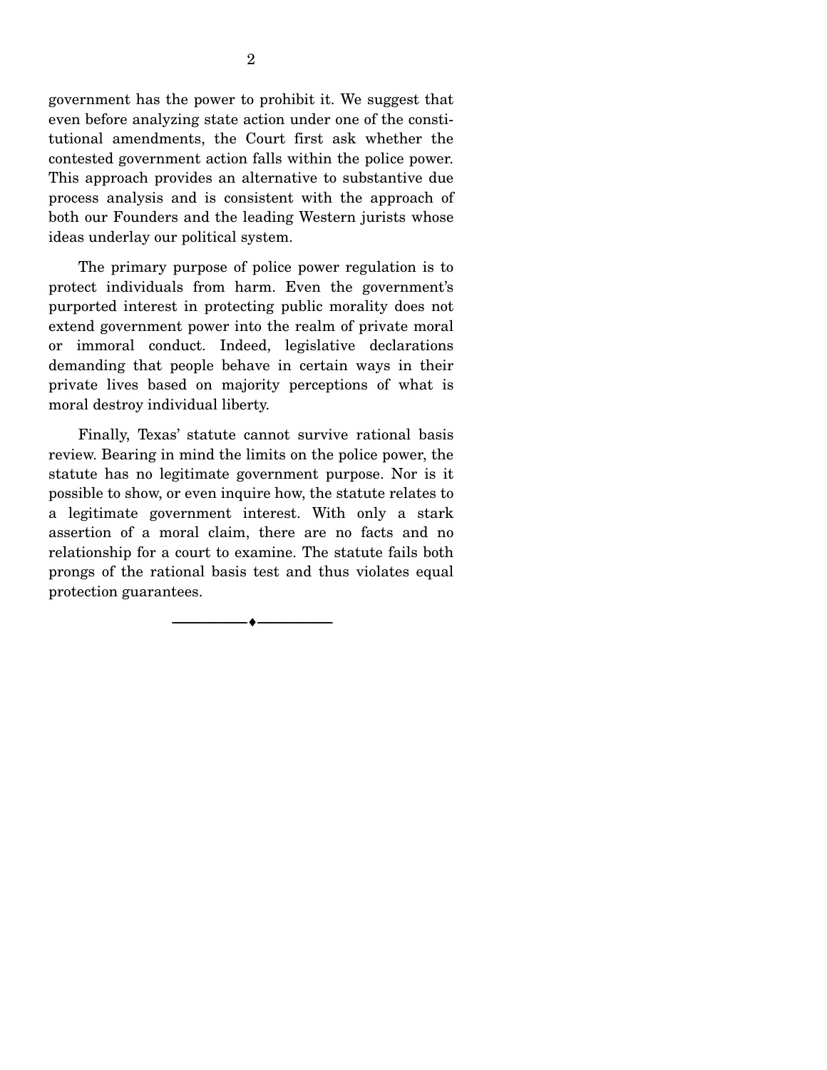government has the power to prohibit it. We suggest that even before analyzing state action under one of the constitutional amendments, the Court first ask whether the contested government action falls within the police power. This approach provides an alternative to substantive due process analysis and is consistent with the approach of both our Founders and the leading Western jurists whose ideas underlay our political system.

The primary purpose of police power regulation is to protect individuals from harm. Even the government's purported interest in protecting public morality does not extend government power into the realm of private moral or immoral conduct. Indeed, legislative declarations demanding that people behave in certain ways in their private lives based on majority perceptions of what is moral destroy individual liberty.

Finally, Texas' statute cannot survive rational basis review. Bearing in mind the limits on the police power, the statute has no legitimate government purpose. Nor is it possible to show, or even inquire how, the statute relates to a legitimate government interest. With only a stark assertion of a moral claim, there are no facts and no relationship for a court to examine. The statute fails both prongs of the rational basis test and thus violates equal protection guarantees.

---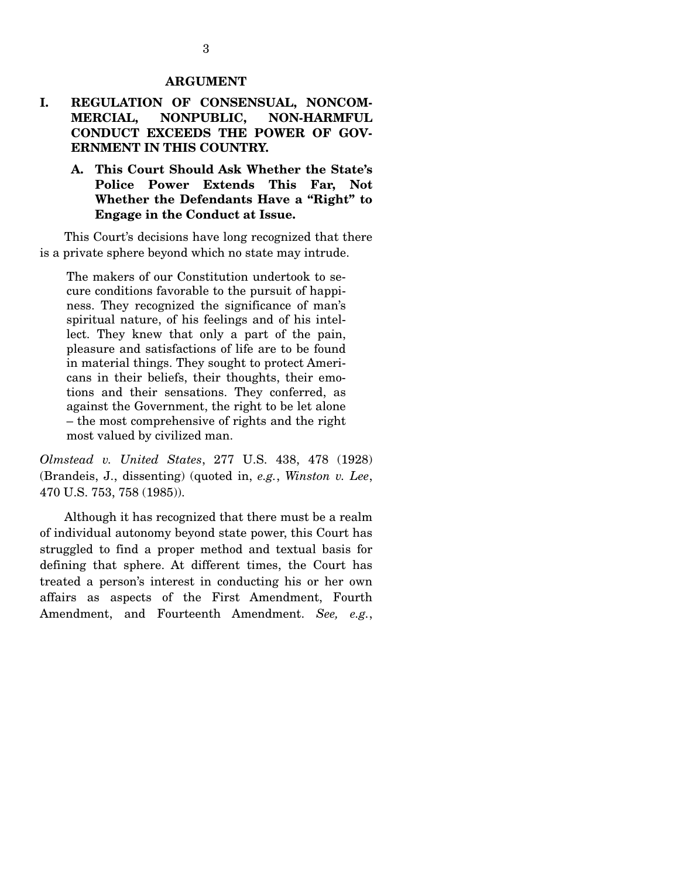## ARGUMENT

### I. REGULATION OF CONSENSUAL, NONCOMMERCIAL, NONPUBLIC, NON-HARMFUL CONDUCT EXCEEDS THE POWER OF GOVERNMENT IN THIS COUNTRY.

#### A. This Court Should Ask Whether the State's Police Power Extends This Far, Not Whether the Defendants Have a "Right" to Engage in the Conduct at Issue.

This Court's decisions have long recognized that there is a private sphere beyond which no state may intrude.

> The makers of our Constitution undertook to secure conditions favorable to the pursuit of happiness. They recognized the significance of man's spiritual nature, of his feelings and of his intellect. They knew that only a part of the pain, pleasure and satisfactions of life are to be found in material things. They sought to protect Americans in their beliefs, their thoughts, their emotions and their sensations. They conferred, as against the Government, the right to be let alone – the most comprehensive of rights and the right most valued by civilized man.

*Olmstead v. United States*, 277 U.S. 438, 478 (1928) (Brandeis, J., dissenting) (quoted in, *e.g.*, *Winston v. Lee*, 470 U.S. 753, 758 (1985)).

Although it has recognized that there must be a realm of individual autonomy beyond state power, this Court has struggled to find a proper method and textual basis for defining that sphere. At different times, the Court has treated a person's interest in conducting his or her own affairs as aspects of the First Amendment, Fourth Amendment, and Fourteenth Amendment. *See, e.g.*,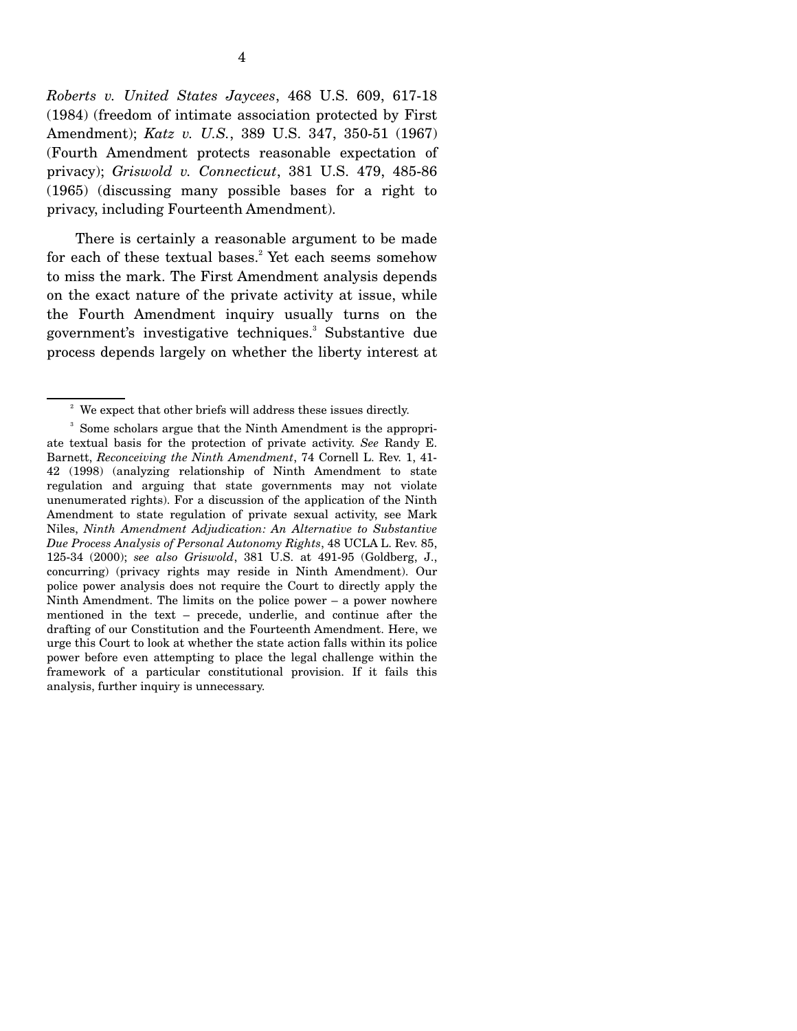*Roberts v. United States Jaycees*, 468 U.S. 609, 617-18 (1984) (freedom of intimate association protected by First Amendment); *Katz v. U.S.*, 389 U.S. 347, 350-51 (1967) (Fourth Amendment protects reasonable expectation of privacy); *Griswold v. Connecticut*, 381 U.S. 479, 485-86 (1965) (discussing many possible bases for a right to privacy, including Fourteenth Amendment).

There is certainly a reasonable argument to be made for each of these textual bases.[2] Yet each seems somehow to miss the mark. The First Amendment analysis depends on the exact nature of the private activity at issue, while the Fourth Amendment inquiry usually turns on the government's investigative techniques.[3] Substantive due process depends largely on whether the liberty interest at

---

[2] We expect that other briefs will address these issues directly.

[3] Some scholars argue that the Ninth Amendment is the appropriate textual basis for the protection of private activity. *See* Randy E. Barnett, *Reconceiving the Ninth Amendment*, 74 Cornell L. Rev. 1, 41-42 (1998) (analyzing relationship of Ninth Amendment to state regulation and arguing that state governments may not violate unenumerated rights). For a discussion of the application of the Ninth Amendment to state regulation of private sexual activity, see Mark Niles, *Ninth Amendment Adjudication: An Alternative to Substantive Due Process Analysis of Personal Autonomy Rights*, 48 UCLA L. Rev. 85, 125-34 (2000); *see also Griswold*, 381 U.S. at 491-95 (Goldberg, J., concurring) (privacy rights may reside in Ninth Amendment). Our police power analysis does not require the Court to directly apply the Ninth Amendment. The limits on the police power – a power nowhere mentioned in the text – precede, underlie, and continue after the drafting of our Constitution and the Fourteenth Amendment. Here, we urge this Court to look at whether the state action falls within its police power before even attempting to place the legal challenge within the framework of a particular constitutional provision. If it fails this analysis, further inquiry is unnecessary.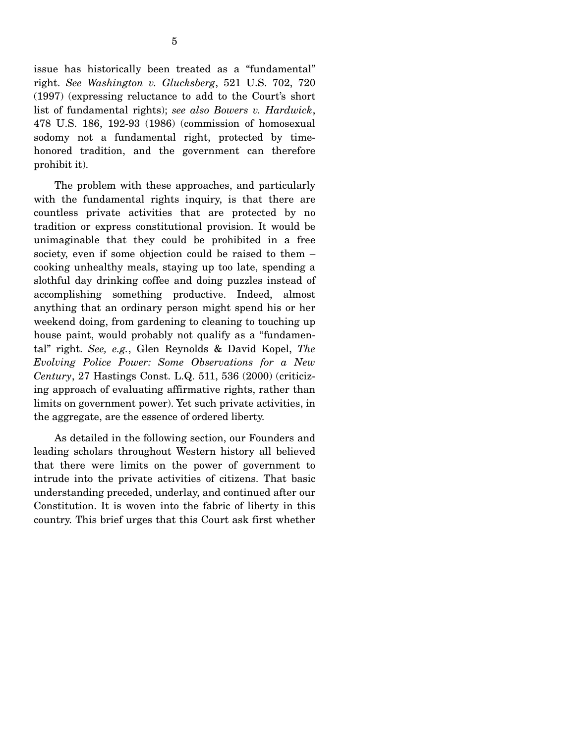issue has historically been treated as a "fundamental" right. *See Washington v. Glucksberg*, 521 U.S. 702, 720 (1997) (expressing reluctance to add to the Court's short list of fundamental rights); *see also Bowers v. Hardwick*, 478 U.S. 186, 192-93 (1986) (commission of homosexual sodomy not a fundamental right, protected by time-honored tradition, and the government can therefore prohibit it).

The problem with these approaches, and particularly with the fundamental rights inquiry, is that there are countless private activities that are protected by no tradition or express constitutional provision. It would be unimaginable that they could be prohibited in a free society, even if some objection could be raised to them – cooking unhealthy meals, staying up too late, spending a slothful day drinking coffee and doing puzzles instead of accomplishing something productive. Indeed, almost anything that an ordinary person might spend his or her weekend doing, from gardening to cleaning to touching up house paint, would probably not qualify as a "fundamental" right. *See, e.g.*, Glen Reynolds & David Kopel, *The Evolving Police Power: Some Observations for a New Century*, 27 Hastings Const. L.Q. 511, 536 (2000) (criticizing approach of evaluating affirmative rights, rather than limits on government power). Yet such private activities, in the aggregate, are the essence of ordered liberty.

As detailed in the following section, our Founders and leading scholars throughout Western history all believed that there were limits on the power of government to intrude into the private activities of citizens. That basic understanding preceded, underlay, and continued after our Constitution. It is woven into the fabric of liberty in this country. This brief urges that this Court ask first whether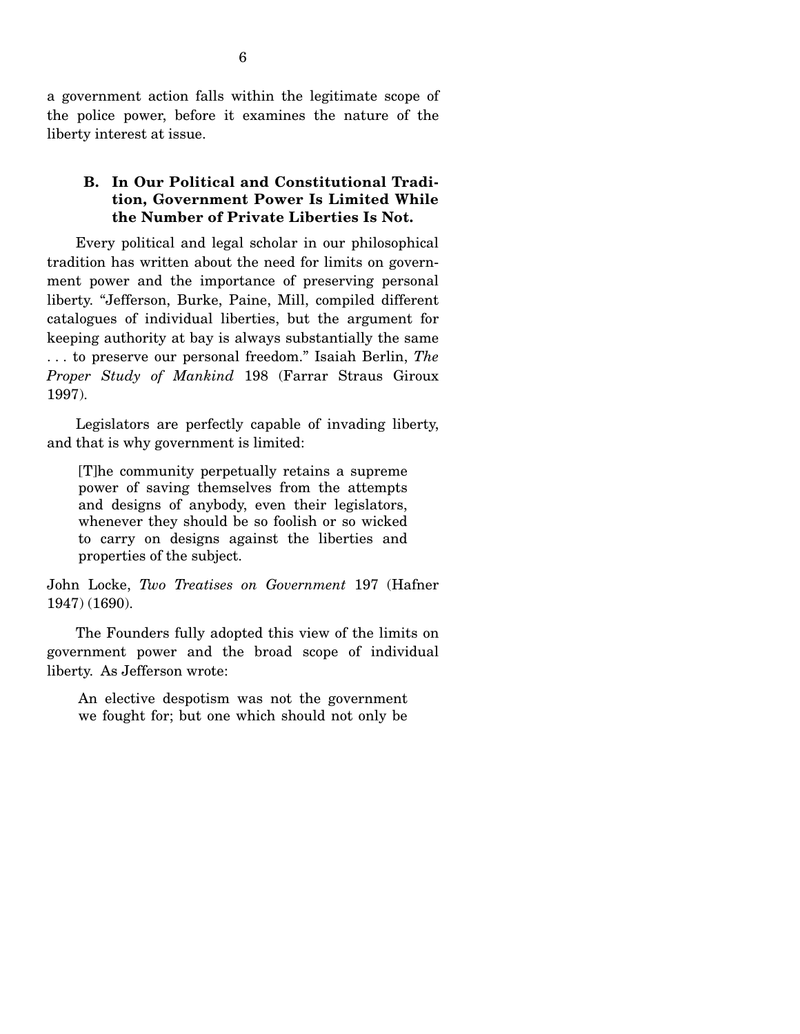a government action falls within the legitimate scope of the police power, before it examines the nature of the liberty interest at issue.

### B. In Our Political and Constitutional Tradition, Government Power Is Limited While the Number of Private Liberties Is Not.

Every political and legal scholar in our philosophical tradition has written about the need for limits on government power and the importance of preserving personal liberty. "Jefferson, Burke, Paine, Mill, compiled different catalogues of individual liberties, but the argument for keeping authority at bay is always substantially the same . . . to preserve our personal freedom." Isaiah Berlin, *The Proper Study of Mankind* 198 (Farrar Straus Giroux 1997).

Legislators are perfectly capable of invading liberty, and that is why government is limited:

> [T]he community perpetually retains a supreme power of saving themselves from the attempts and designs of anybody, even their legislators, whenever they should be so foolish or so wicked to carry on designs against the liberties and properties of the subject.

John Locke, *Two Treatises on Government* 197 (Hafner 1947) (1690).

The Founders fully adopted this view of the limits on government power and the broad scope of individual liberty. As Jefferson wrote:

> An elective despotism was not the government we fought for; but one which should not only be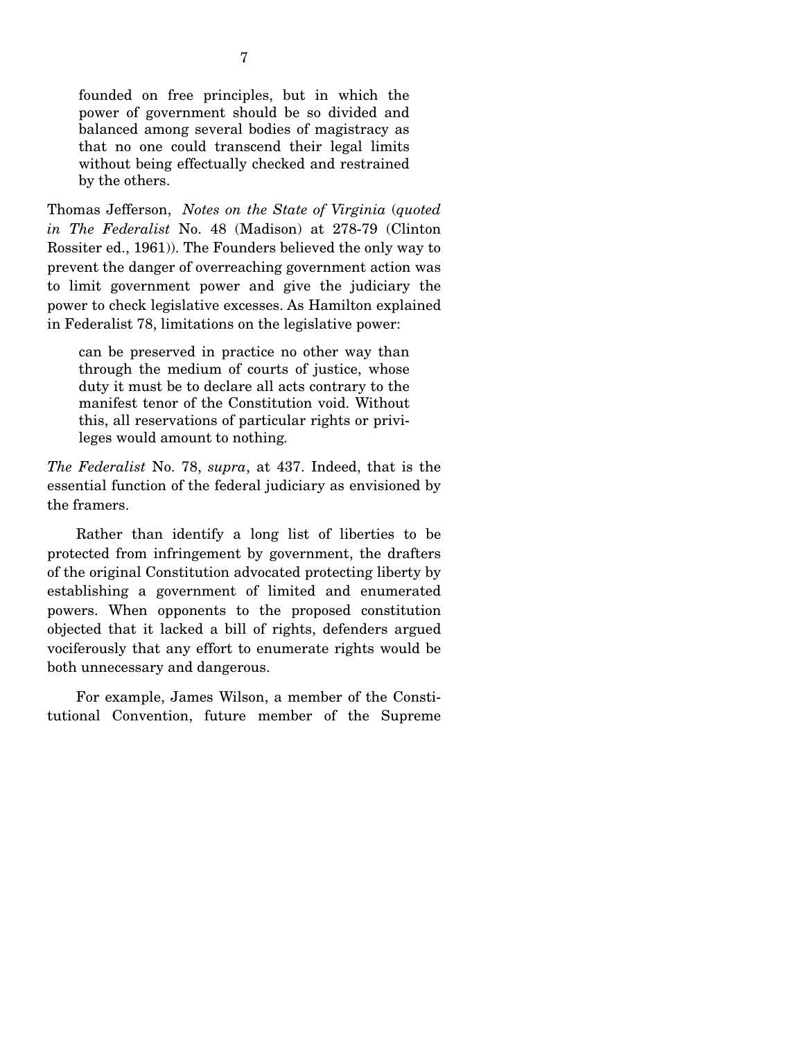> founded on free principles, but in which the power of government should be so divided and balanced among several bodies of magistracy as that no one could transcend their legal limits without being effectually checked and restrained by the others.

Thomas Jefferson, *Notes on the State of Virginia* (*quoted in The Federalist* No. 48 (Madison) at 278-79 (Clinton Rossiter ed., 1961)). The Founders believed the only way to prevent the danger of overreaching government action was to limit government power and give the judiciary the power to check legislative excesses. As Hamilton explained in Federalist 78, limitations on the legislative power:

> can be preserved in practice no other way than through the medium of courts of justice, whose duty it must be to declare all acts contrary to the manifest tenor of the Constitution void. Without this, all reservations of particular rights or privileges would amount to nothing.

*The Federalist* No. 78, *supra*, at 437. Indeed, that is the essential function of the federal judiciary as envisioned by the framers.

Rather than identify a long list of liberties to be protected from infringement by government, the drafters of the original Constitution advocated protecting liberty by establishing a government of limited and enumerated powers. When opponents to the proposed constitution objected that it lacked a bill of rights, defenders argued vociferously that any effort to enumerate rights would be both unnecessary and dangerous.

For example, James Wilson, a member of the Constitutional Convention, future member of the Supreme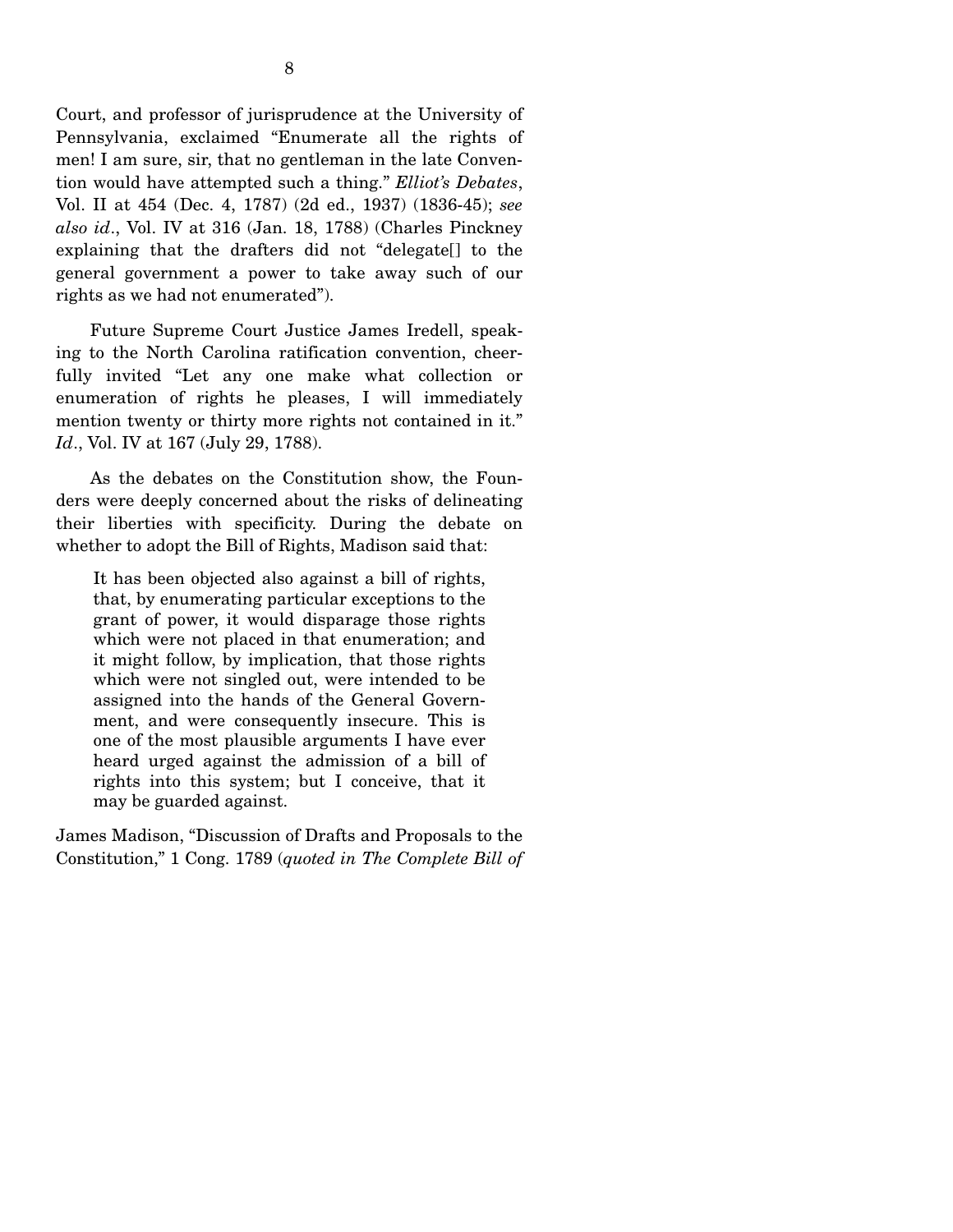Court, and professor of jurisprudence at the University of Pennsylvania, exclaimed "Enumerate all the rights of men! I am sure, sir, that no gentleman in the late Convention would have attempted such a thing." *Elliot's Debates*, Vol. II at 454 (Dec. 4, 1787) (2d ed., 1937) (1836-45); *see also id*., Vol. IV at 316 (Jan. 18, 1788) (Charles Pinckney explaining that the drafters did not "delegate[] to the general government a power to take away such of our rights as we had not enumerated").

Future Supreme Court Justice James Iredell, speaking to the North Carolina ratification convention, cheerfully invited "Let any one make what collection or enumeration of rights he pleases, I will immediately mention twenty or thirty more rights not contained in it." *Id*., Vol. IV at 167 (July 29, 1788).

As the debates on the Constitution show, the Founders were deeply concerned about the risks of delineating their liberties with specificity. During the debate on whether to adopt the Bill of Rights, Madison said that:

> It has been objected also against a bill of rights, that, by enumerating particular exceptions to the grant of power, it would disparage those rights which were not placed in that enumeration; and it might follow, by implication, that those rights which were not singled out, were intended to be assigned into the hands of the General Government, and were consequently insecure. This is one of the most plausible arguments I have ever heard urged against the admission of a bill of rights into this system; but I conceive, that it may be guarded against.

James Madison, "Discussion of Drafts and Proposals to the Constitution," 1 Cong. 1789 (*quoted in The Complete Bill of*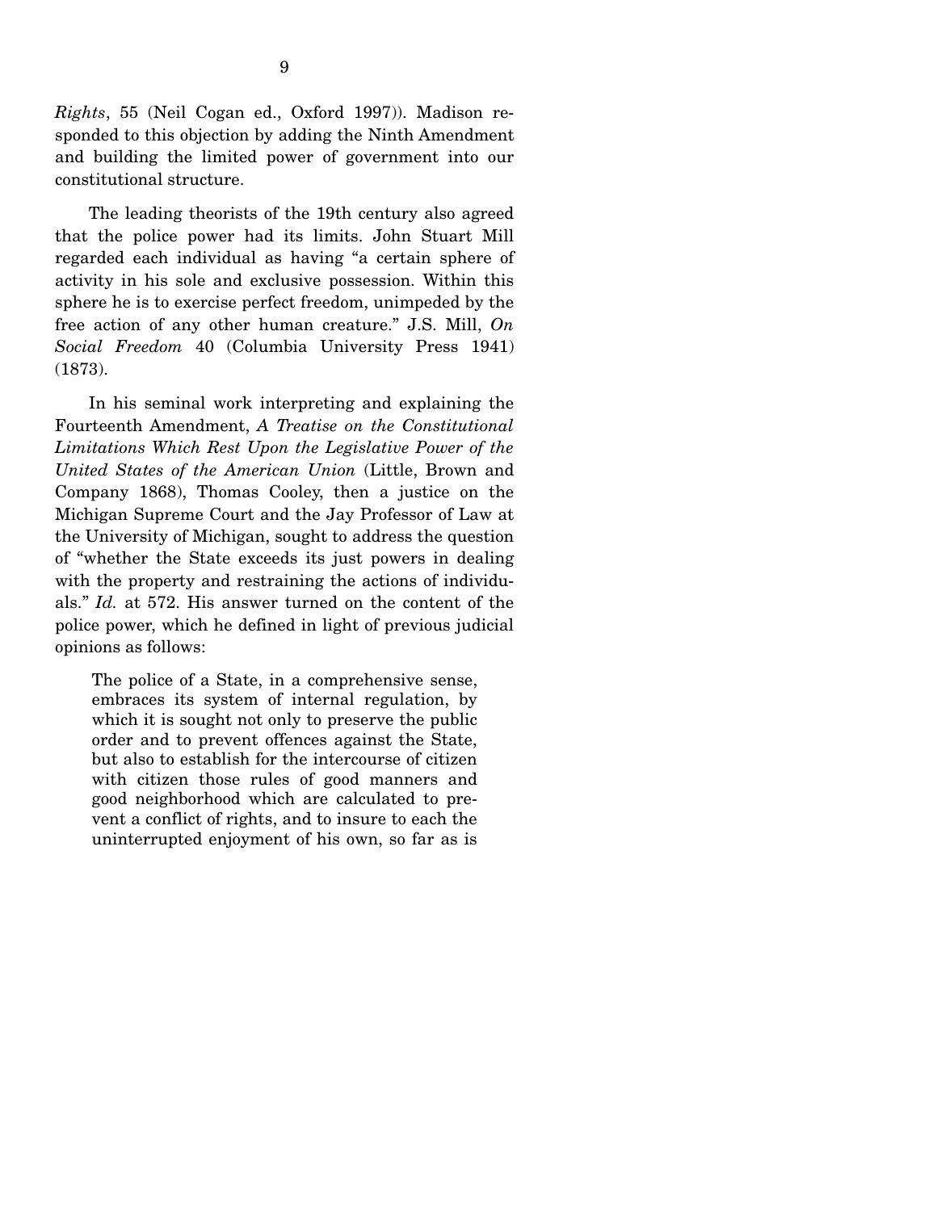*Rights*, 55 (Neil Cogan ed., Oxford 1997)). Madison responded to this objection by adding the Ninth Amendment and building the limited power of government into our constitutional structure.

The leading theorists of the 19th century also agreed that the police power had its limits. John Stuart Mill regarded each individual as having "a certain sphere of activity in his sole and exclusive possession. Within this sphere he is to exercise perfect freedom, unimpeded by the free action of any other human creature." J.S. Mill, *On Social Freedom* 40 (Columbia University Press 1941) (1873).

In his seminal work interpreting and explaining the Fourteenth Amendment, *A Treatise on the Constitutional Limitations Which Rest Upon the Legislative Power of the United States of the American Union* (Little, Brown and Company 1868), Thomas Cooley, then a justice on the Michigan Supreme Court and the Jay Professor of Law at the University of Michigan, sought to address the question of "whether the State exceeds its just powers in dealing with the property and restraining the actions of individuals." *Id.* at 572. His answer turned on the content of the police power, which he defined in light of previous judicial opinions as follows:

> The police of a State, in a comprehensive sense, embraces its system of internal regulation, by which it is sought not only to preserve the public order and to prevent offences against the State, but also to establish for the intercourse of citizen with citizen those rules of good manners and good neighborhood which are calculated to prevent a conflict of rights, and to insure to each the uninterrupted enjoyment of his own, so far as is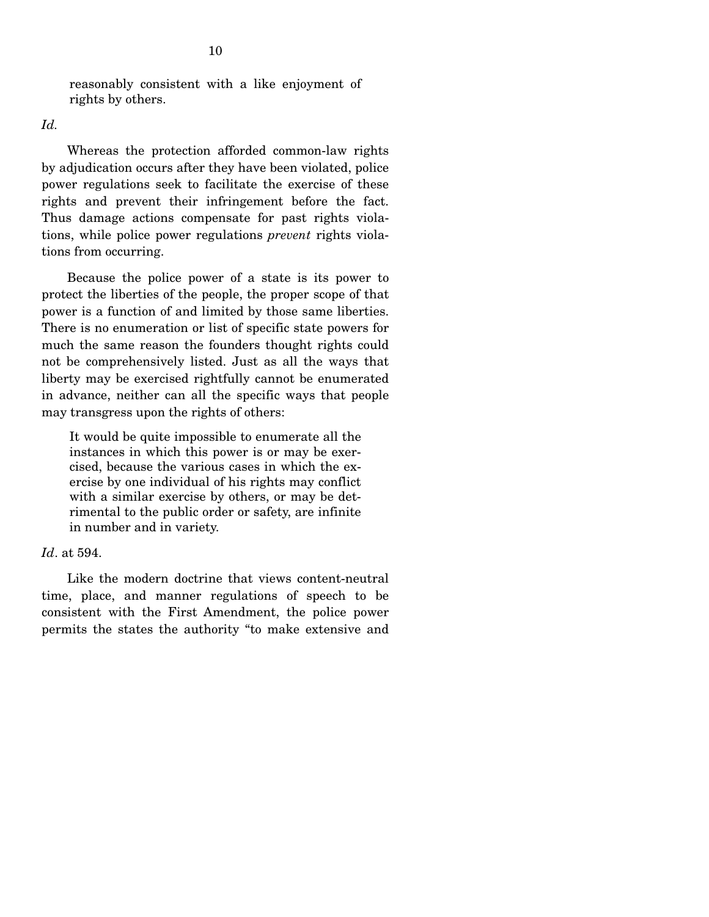> reasonably consistent with a like enjoyment of rights by others.

*Id.*

Whereas the protection afforded common-law rights by adjudication occurs after they have been violated, police power regulations seek to facilitate the exercise of these rights and prevent their infringement before the fact. Thus damage actions compensate for past rights violations, while police power regulations *prevent* rights violations from occurring.

Because the police power of a state is its power to protect the liberties of the people, the proper scope of that power is a function of and limited by those same liberties. There is no enumeration or list of specific state powers for much the same reason the founders thought rights could not be comprehensively listed. Just as all the ways that liberty may be exercised rightfully cannot be enumerated in advance, neither can all the specific ways that people may transgress upon the rights of others:

> It would be quite impossible to enumerate all the instances in which this power is or may be exercised, because the various cases in which the exercise by one individual of his rights may conflict with a similar exercise by others, or may be detrimental to the public order or safety, are infinite in number and in variety.

*Id*. at 594.

Like the modern doctrine that views content-neutral time, place, and manner regulations of speech to be consistent with the First Amendment, the police power permits the states the authority "to make extensive and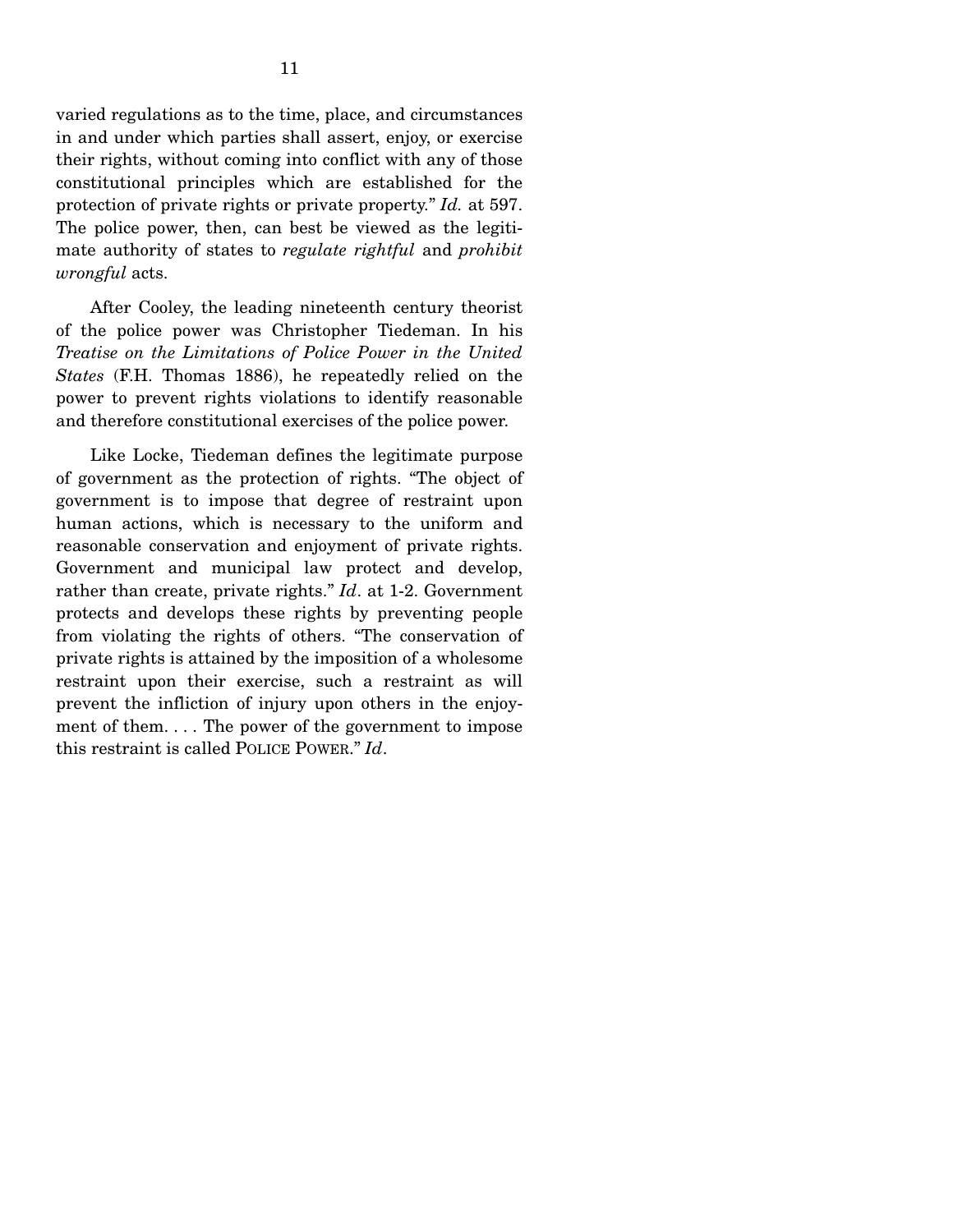varied regulations as to the time, place, and circumstances in and under which parties shall assert, enjoy, or exercise their rights, without coming into conflict with any of those constitutional principles which are established for the protection of private rights or private property." *Id.* at 597. The police power, then, can best be viewed as the legitimate authority of states to *regulate rightful* and *prohibit wrongful* acts.

After Cooley, the leading nineteenth century theorist of the police power was Christopher Tiedeman. In his *Treatise on the Limitations of Police Power in the United States* (F.H. Thomas 1886), he repeatedly relied on the power to prevent rights violations to identify reasonable and therefore constitutional exercises of the police power.

Like Locke, Tiedeman defines the legitimate purpose of government as the protection of rights. "The object of government is to impose that degree of restraint upon human actions, which is necessary to the uniform and reasonable conservation and enjoyment of private rights. Government and municipal law protect and develop, rather than create, private rights." *Id*. at 1-2. Government protects and develops these rights by preventing people from violating the rights of others. "The conservation of private rights is attained by the imposition of a wholesome restraint upon their exercise, such a restraint as will prevent the infliction of injury upon others in the enjoyment of them. . . . The power of the government to impose this restraint is called POLICE POWER." *Id*.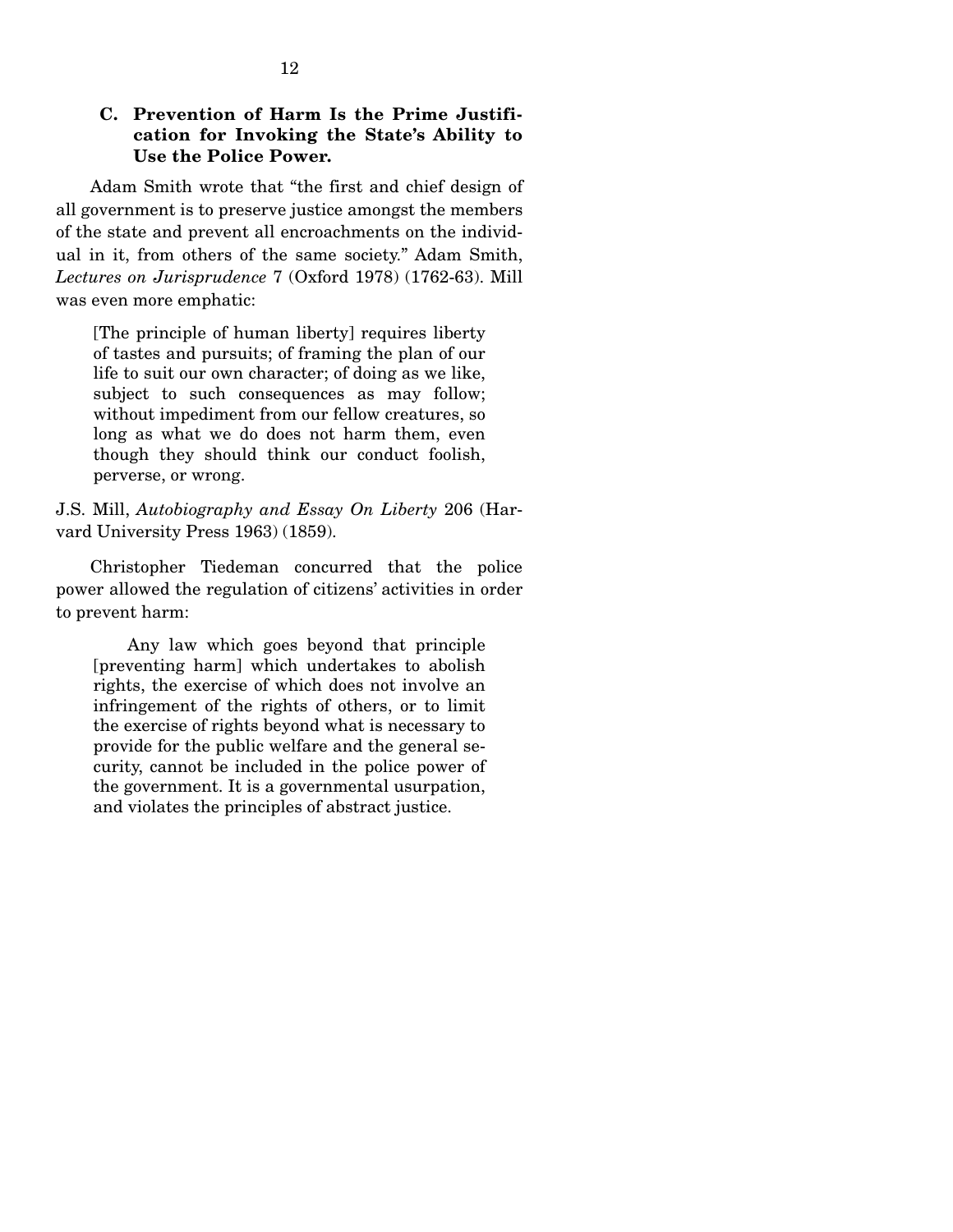### C. Prevention of Harm Is the Prime Justification for Invoking the State's Ability to Use the Police Power.

Adam Smith wrote that "the first and chief design of all government is to preserve justice amongst the members of the state and prevent all encroachments on the individual in it, from others of the same society." Adam Smith, *Lectures on Jurisprudence* 7 (Oxford 1978) (1762-63). Mill was even more emphatic:

> [The principle of human liberty] requires liberty of tastes and pursuits; of framing the plan of our life to suit our own character; of doing as we like, subject to such consequences as may follow; without impediment from our fellow creatures, so long as what we do does not harm them, even though they should think our conduct foolish, perverse, or wrong.

J.S. Mill, *Autobiography and Essay On Liberty* 206 (Harvard University Press 1963) (1859).

Christopher Tiedeman concurred that the police power allowed the regulation of citizens' activities in order to prevent harm:

> Any law which goes beyond that principle [preventing harm] which undertakes to abolish rights, the exercise of which does not involve an infringement of the rights of others, or to limit the exercise of rights beyond what is necessary to provide for the public welfare and the general security, cannot be included in the police power of the government. It is a governmental usurpation, and violates the principles of abstract justice.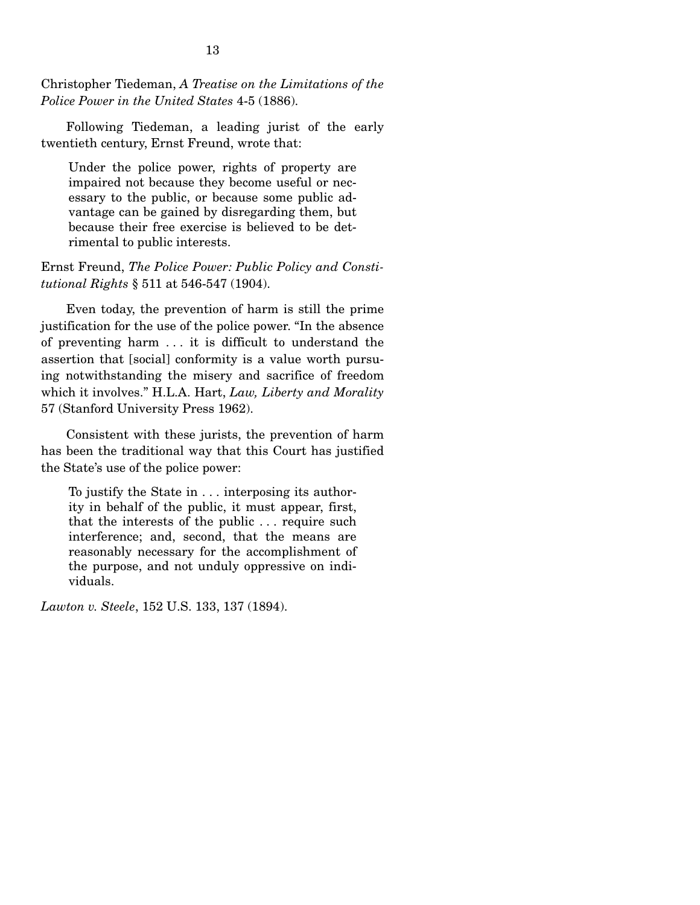Christopher Tiedeman, *A Treatise on the Limitations of the Police Power in the United States* 4-5 (1886).

Following Tiedeman, a leading jurist of the early twentieth century, Ernst Freund, wrote that:

> Under the police power, rights of property are impaired not because they become useful or necessary to the public, or because some public advantage can be gained by disregarding them, but because their free exercise is believed to be detrimental to public interests.

Ernst Freund, *The Police Power: Public Policy and Constitutional Rights* § 511 at 546-547 (1904).

Even today, the prevention of harm is still the prime justification for the use of the police power. "In the absence of preventing harm . . . it is difficult to understand the assertion that [social] conformity is a value worth pursuing notwithstanding the misery and sacrifice of freedom which it involves." H.L.A. Hart, *Law, Liberty and Morality* 57 (Stanford University Press 1962).

Consistent with these jurists, the prevention of harm has been the traditional way that this Court has justified the State's use of the police power:

> To justify the State in . . . interposing its authority in behalf of the public, it must appear, first, that the interests of the public . . . require such interference; and, second, that the means are reasonably necessary for the accomplishment of the purpose, and not unduly oppressive on individuals.

*Lawton v. Steele*, 152 U.S. 133, 137 (1894).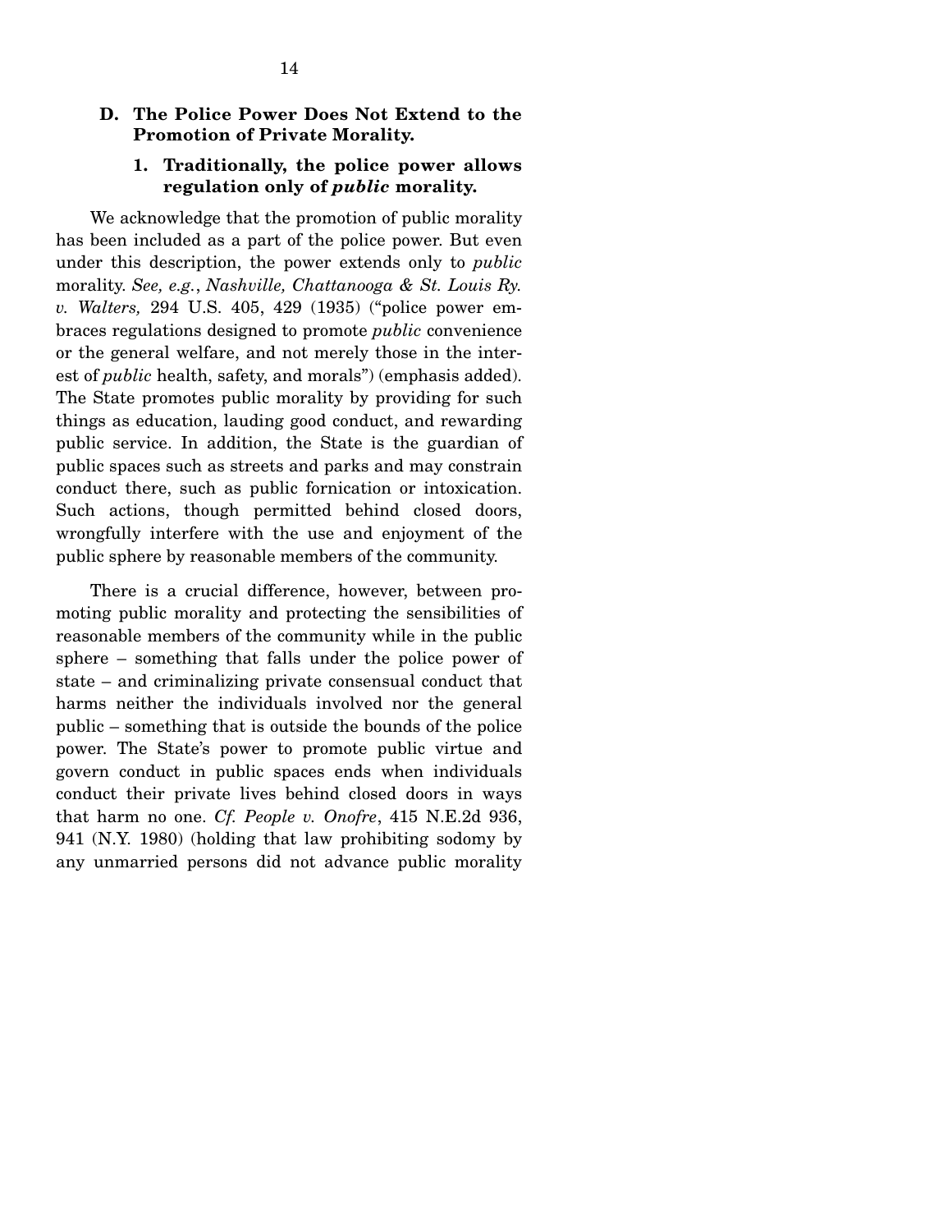### D. The Police Power Does Not Extend to the Promotion of Private Morality.

#### 1. Traditionally, the police power allows regulation only of *public* morality.

We acknowledge that the promotion of public morality has been included as a part of the police power. But even under this description, the power extends only to *public* morality. *See, e.g.*, *Nashville, Chattanooga & St. Louis Ry. v. Walters,* 294 U.S. 405, 429 (1935) ("police power embraces regulations designed to promote *public* convenience or the general welfare, and not merely those in the interest of *public* health, safety, and morals") (emphasis added). The State promotes public morality by providing for such things as education, lauding good conduct, and rewarding public service. In addition, the State is the guardian of public spaces such as streets and parks and may constrain conduct there, such as public fornication or intoxication. Such actions, though permitted behind closed doors, wrongfully interfere with the use and enjoyment of the public sphere by reasonable members of the community.

There is a crucial difference, however, between promoting public morality and protecting the sensibilities of reasonable members of the community while in the public sphere – something that falls under the police power of state – and criminalizing private consensual conduct that harms neither the individuals involved nor the general public – something that is outside the bounds of the police power. The State's power to promote public virtue and govern conduct in public spaces ends when individuals conduct their private lives behind closed doors in ways that harm no one. *Cf. People v. Onofre*, 415 N.E.2d 936, 941 (N.Y. 1980) (holding that law prohibiting sodomy by any unmarried persons did not advance public morality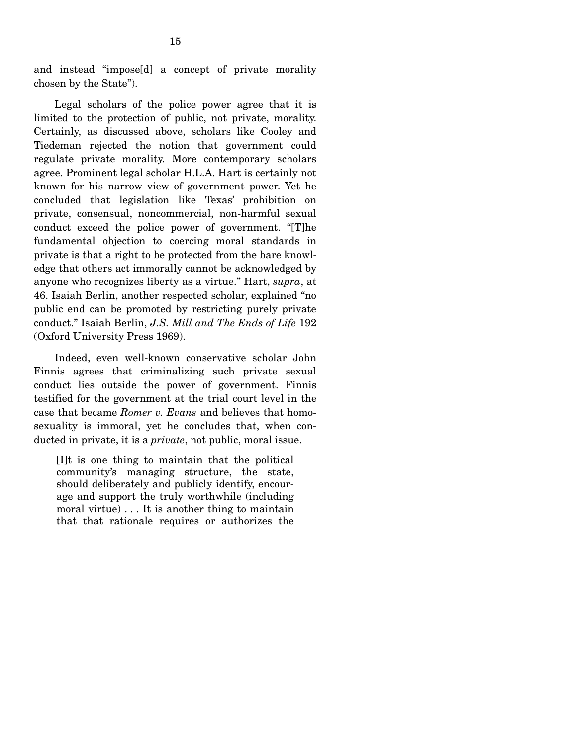and instead "impose[d] a concept of private morality chosen by the State").

Legal scholars of the police power agree that it is limited to the protection of public, not private, morality. Certainly, as discussed above, scholars like Cooley and Tiedeman rejected the notion that government could regulate private morality. More contemporary scholars agree. Prominent legal scholar H.L.A. Hart is certainly not known for his narrow view of government power. Yet he concluded that legislation like Texas' prohibition on private, consensual, noncommercial, non-harmful sexual conduct exceed the police power of government. "[T]he fundamental objection to coercing moral standards in private is that a right to be protected from the bare knowledge that others act immorally cannot be acknowledged by anyone who recognizes liberty as a virtue." Hart, *supra*, at 46. Isaiah Berlin, another respected scholar, explained "no public end can be promoted by restricting purely private conduct." Isaiah Berlin, *J.S. Mill and The Ends of Life* 192 (Oxford University Press 1969).

Indeed, even well-known conservative scholar John Finnis agrees that criminalizing such private sexual conduct lies outside the power of government. Finnis testified for the government at the trial court level in the case that became *Romer v. Evans* and believes that homosexuality is immoral, yet he concludes that, when conducted in private, it is a *private*, not public, moral issue.

> [I]t is one thing to maintain that the political community's managing structure, the state, should deliberately and publicly identify, encourage and support the truly worthwhile (including moral virtue) . . . It is another thing to maintain that that rationale requires or authorizes the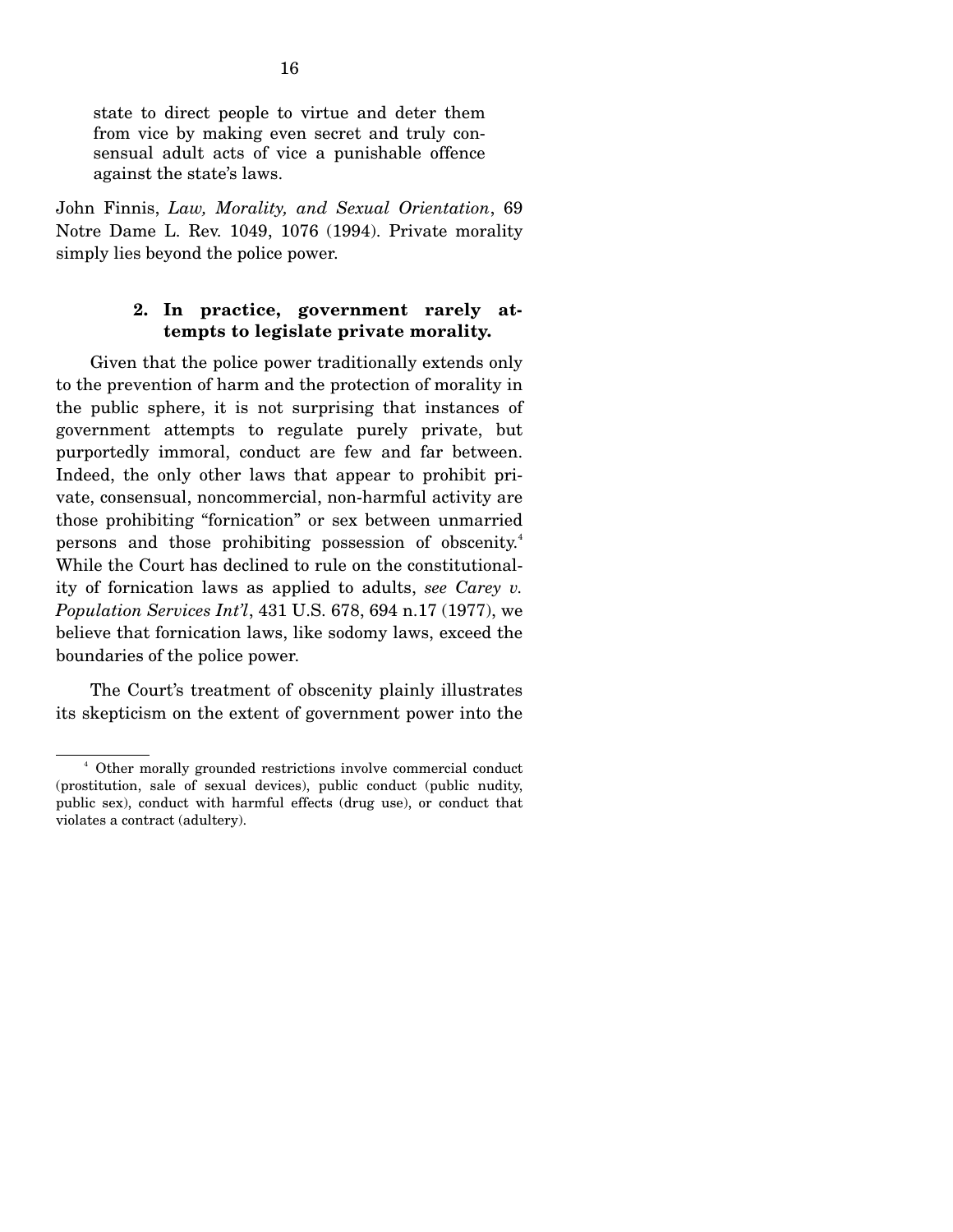> state to direct people to virtue and deter them from vice by making even secret and truly consensual adult acts of vice a punishable offence against the state's laws.

John Finnis, *Law, Morality, and Sexual Orientation*, 69 Notre Dame L. Rev. 1049, 1076 (1994). Private morality simply lies beyond the police power.

#### 2. In practice, government rarely attempts to legislate private morality.

Given that the police power traditionally extends only to the prevention of harm and the protection of morality in the public sphere, it is not surprising that instances of government attempts to regulate purely private, but purportedly immoral, conduct are few and far between. Indeed, the only other laws that appear to prohibit private, consensual, noncommercial, non-harmful activity are those prohibiting "fornication" or sex between unmarried persons and those prohibiting possession of obscenity.[4] While the Court has declined to rule on the constitutionality of fornication laws as applied to adults, *see Carey v. Population Services Int'l*, 431 U.S. 678, 694 n.17 (1977), we believe that fornication laws, like sodomy laws, exceed the boundaries of the police power.

The Court's treatment of obscenity plainly illustrates its skepticism on the extent of government power into the

---

[4] Other morally grounded restrictions involve commercial conduct (prostitution, sale of sexual devices), public conduct (public nudity, public sex), conduct with harmful effects (drug use), or conduct that violates a contract (adultery).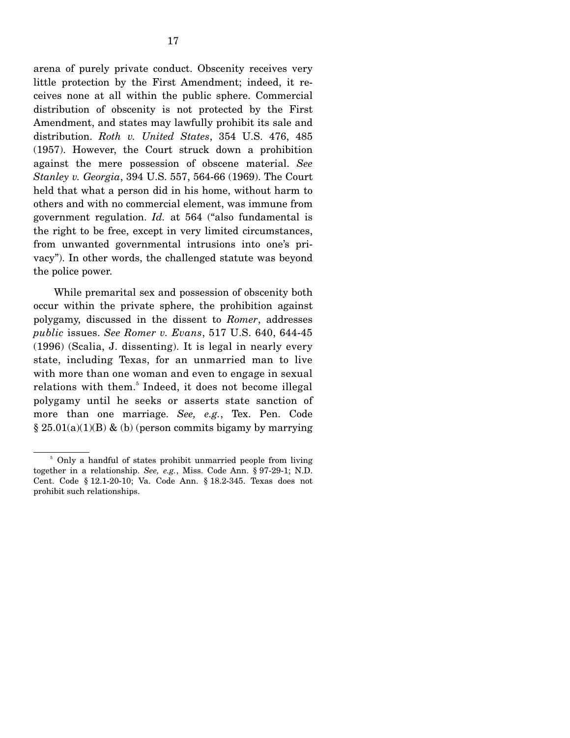arena of purely private conduct. Obscenity receives very little protection by the First Amendment; indeed, it receives none at all within the public sphere. Commercial distribution of obscenity is not protected by the First Amendment, and states may lawfully prohibit its sale and distribution. *Roth v. United States*, 354 U.S. 476, 485 (1957). However, the Court struck down a prohibition against the mere possession of obscene material. *See Stanley v. Georgia*, 394 U.S. 557, 564-66 (1969). The Court held that what a person did in his home, without harm to others and with no commercial element, was immune from government regulation. *Id.* at 564 ("also fundamental is the right to be free, except in very limited circumstances, from unwanted governmental intrusions into one's privacy"). In other words, the challenged statute was beyond the police power.

While premarital sex and possession of obscenity both occur within the private sphere, the prohibition against polygamy, discussed in the dissent to *Romer*, addresses *public* issues. *See Romer v. Evans*, 517 U.S. 640, 644-45 (1996) (Scalia, J. dissenting). It is legal in nearly every state, including Texas, for an unmarried man to live with more than one woman and even to engage in sexual relations with them.[5] Indeed, it does not become illegal polygamy until he seeks or asserts state sanction of more than one marriage. *See, e.g.*, Tex. Pen. Code § 25.01(a)(1)(B) & (b) (person commits bigamy by marrying

[5] Only a handful of states prohibit unmarried people from living together in a relationship. *See, e.g.*, Miss. Code Ann. § 97-29-1; N.D. Cent. Code § 12.1-20-10; Va. Code Ann. § 18.2-345. Texas does not prohibit such relationships.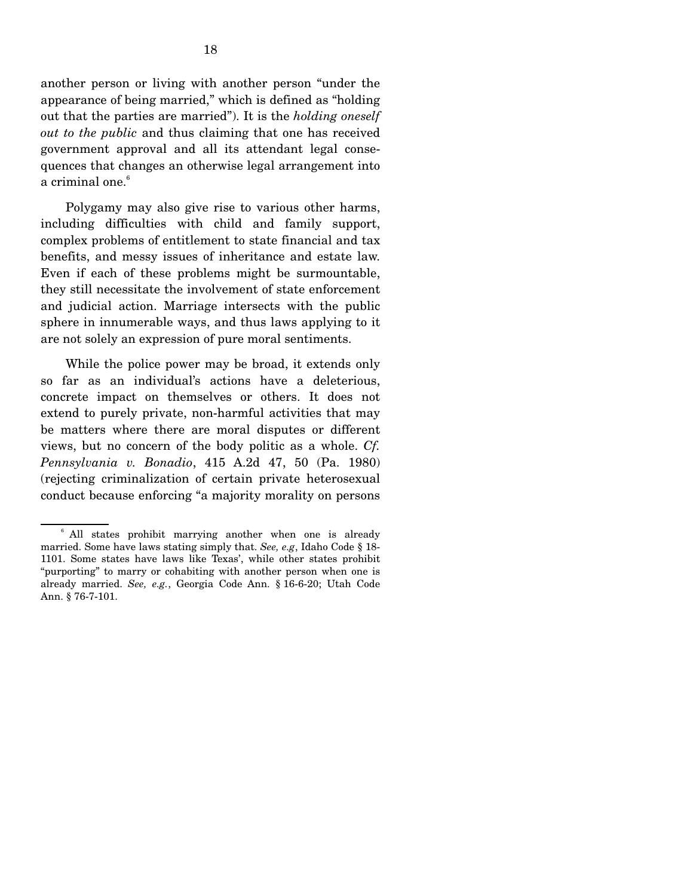another person or living with another person "under the appearance of being married," which is defined as "holding out that the parties are married"). It is the *holding oneself out to the public* and thus claiming that one has received government approval and all its attendant legal consequences that changes an otherwise legal arrangement into a criminal one.[6]

Polygamy may also give rise to various other harms, including difficulties with child and family support, complex problems of entitlement to state financial and tax benefits, and messy issues of inheritance and estate law. Even if each of these problems might be surmountable, they still necessitate the involvement of state enforcement and judicial action. Marriage intersects with the public sphere in innumerable ways, and thus laws applying to it are not solely an expression of pure moral sentiments.

While the police power may be broad, it extends only so far as an individual's actions have a deleterious, concrete impact on themselves or others. It does not extend to purely private, non-harmful activities that may be matters where there are moral disputes or different views, but no concern of the body politic as a whole. *Cf. Pennsylvania v. Bonadio*, 415 A.2d 47, 50 (Pa. 1980) (rejecting criminalization of certain private heterosexual conduct because enforcing "a majority morality on persons

---

[6] All states prohibit marrying another when one is already married. Some have laws stating simply that. *See, e.g*, Idaho Code § 18-1101. Some states have laws like Texas', while other states prohibit "purporting" to marry or cohabiting with another person when one is already married. *See, e.g.*, Georgia Code Ann. § 16-6-20; Utah Code Ann. § 76-7-101.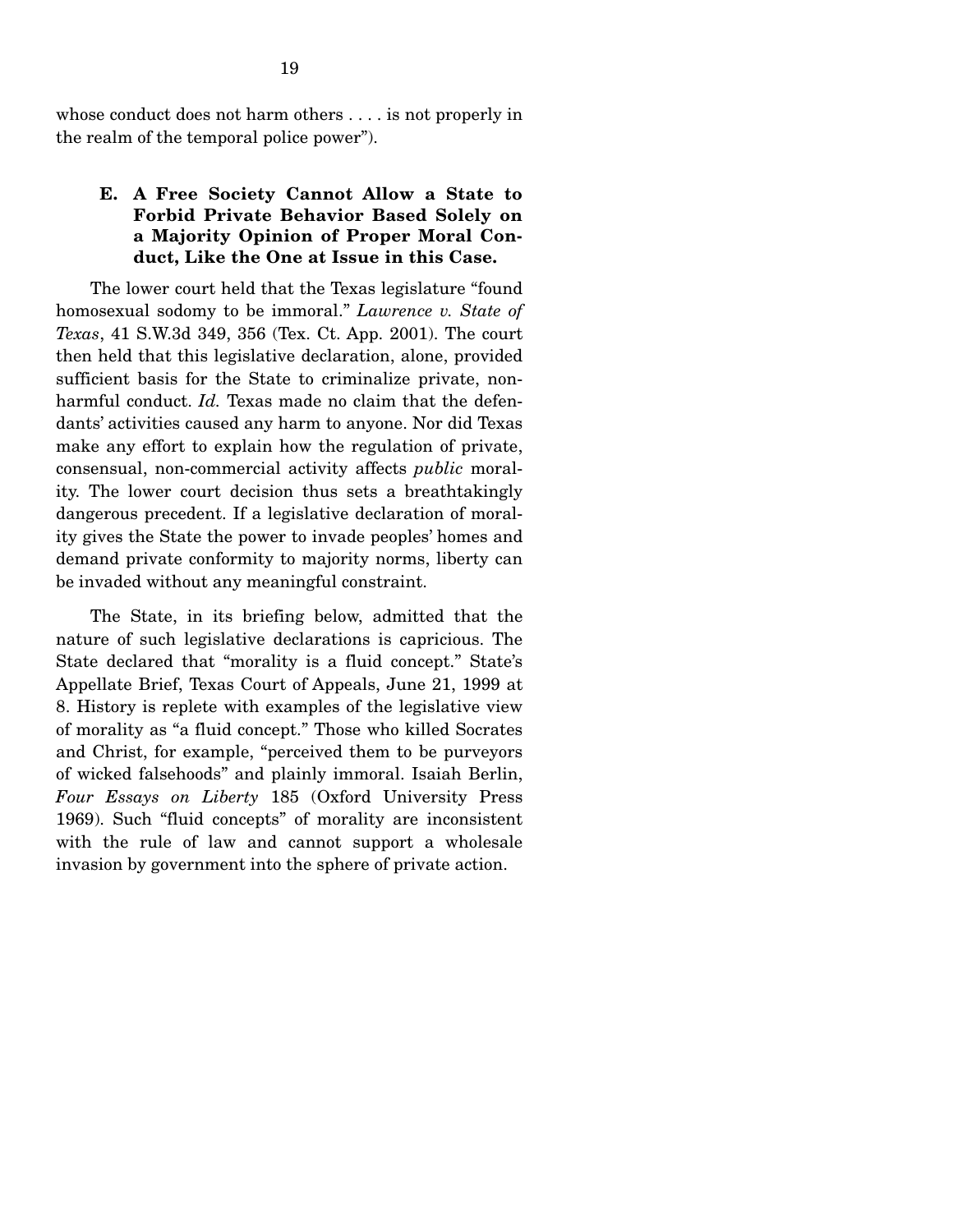whose conduct does not harm others . . . . is not properly in the realm of the temporal police power").

### E. A Free Society Cannot Allow a State to Forbid Private Behavior Based Solely on a Majority Opinion of Proper Moral Conduct, Like the One at Issue in this Case.

The lower court held that the Texas legislature "found homosexual sodomy to be immoral." *Lawrence v. State of Texas*, 41 S.W.3d 349, 356 (Tex. Ct. App. 2001). The court then held that this legislative declaration, alone, provided sufficient basis for the State to criminalize private, non-harmful conduct. *Id.* Texas made no claim that the defendants' activities caused any harm to anyone. Nor did Texas make any effort to explain how the regulation of private, consensual, non-commercial activity affects *public* morality. The lower court decision thus sets a breathtakingly dangerous precedent. If a legislative declaration of morality gives the State the power to invade peoples' homes and demand private conformity to majority norms, liberty can be invaded without any meaningful constraint.

The State, in its briefing below, admitted that the nature of such legislative declarations is capricious. The State declared that "morality is a fluid concept." State's Appellate Brief, Texas Court of Appeals, June 21, 1999 at 8. History is replete with examples of the legislative view of morality as "a fluid concept." Those who killed Socrates and Christ, for example, "perceived them to be purveyors of wicked falsehoods" and plainly immoral. Isaiah Berlin, *Four Essays on Liberty* 185 (Oxford University Press 1969). Such "fluid concepts" of morality are inconsistent with the rule of law and cannot support a wholesale invasion by government into the sphere of private action.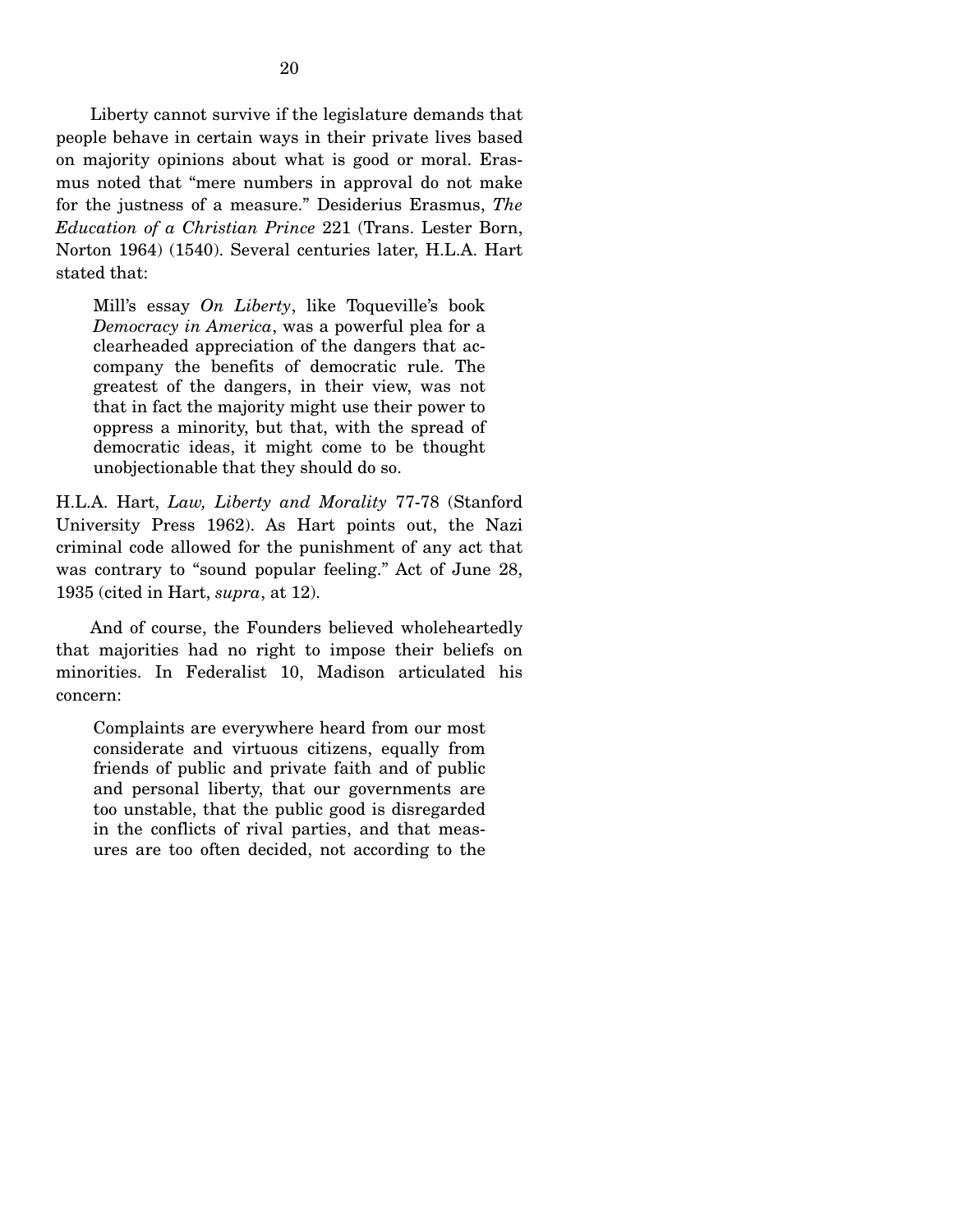Liberty cannot survive if the legislature demands that people behave in certain ways in their private lives based on majority opinions about what is good or moral. Erasmus noted that "mere numbers in approval do not make for the justness of a measure." Desiderius Erasmus, *The Education of a Christian Prince* 221 (Trans. Lester Born, Norton 1964) (1540). Several centuries later, H.L.A. Hart stated that:

> Mill's essay *On Liberty*, like Toqueville's book *Democracy in America*, was a powerful plea for a clearheaded appreciation of the dangers that accompany the benefits of democratic rule. The greatest of the dangers, in their view, was not that in fact the majority might use their power to oppress a minority, but that, with the spread of democratic ideas, it might come to be thought unobjectionable that they should do so.

H.L.A. Hart, *Law, Liberty and Morality* 77-78 (Stanford University Press 1962). As Hart points out, the Nazi criminal code allowed for the punishment of any act that was contrary to "sound popular feeling." Act of June 28, 1935 (cited in Hart, *supra*, at 12).

And of course, the Founders believed wholeheartedly that majorities had no right to impose their beliefs on minorities. In Federalist 10, Madison articulated his concern:

> Complaints are everywhere heard from our most considerate and virtuous citizens, equally from friends of public and private faith and of public and personal liberty, that our governments are too unstable, that the public good is disregarded in the conflicts of rival parties, and that measures are too often decided, not according to the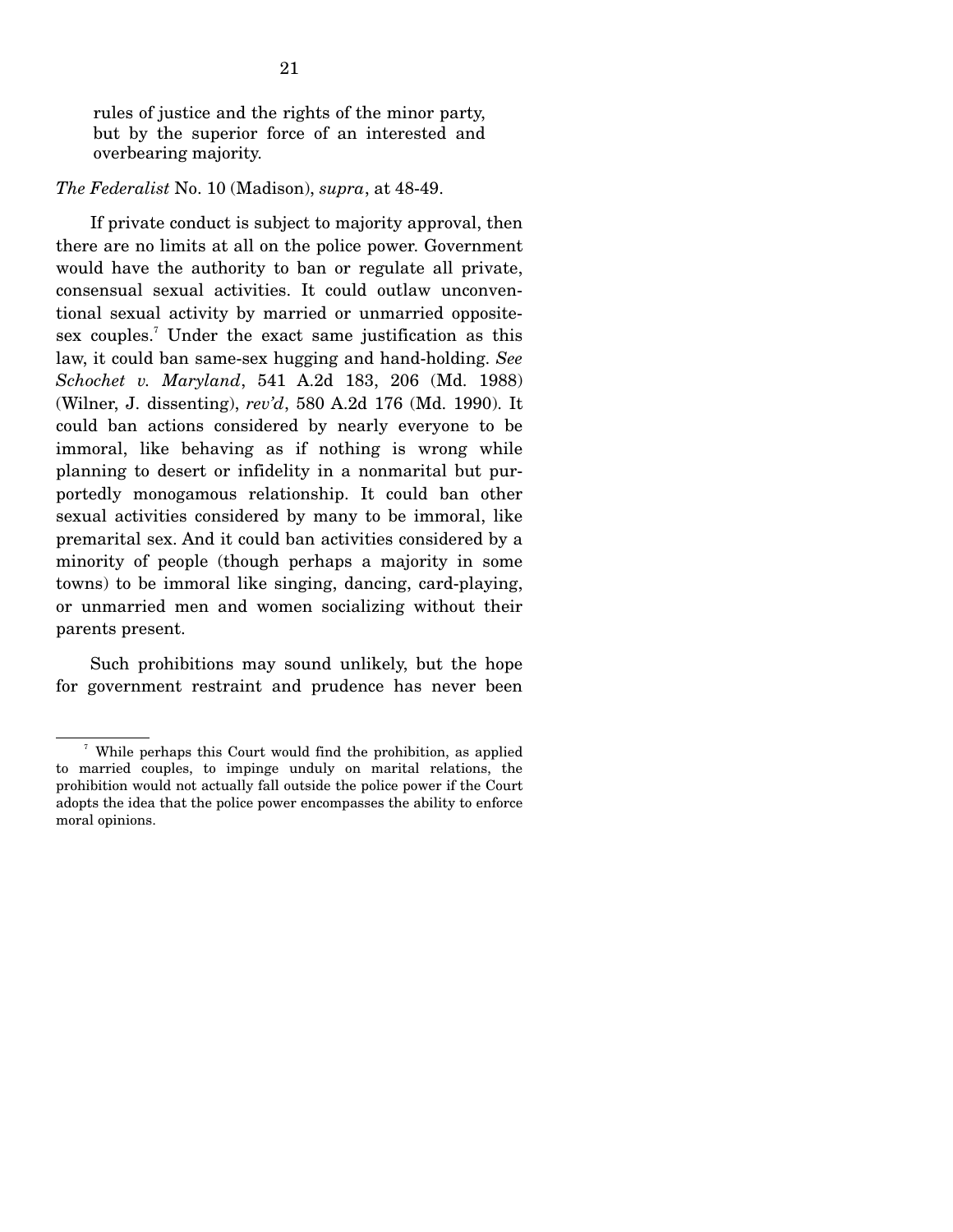> rules of justice and the rights of the minor party, but by the superior force of an interested and overbearing majority.

*The Federalist* No. 10 (Madison), *supra*, at 48-49.

If private conduct is subject to majority approval, then there are no limits at all on the police power. Government would have the authority to ban or regulate all private, consensual sexual activities. It could outlaw unconventional sexual activity by married or unmarried opposite-sex couples.[7] Under the exact same justification as this law, it could ban same-sex hugging and hand-holding. *See Schochet v. Maryland*, 541 A.2d 183, 206 (Md. 1988) (Wilner, J. dissenting), *rev'd*, 580 A.2d 176 (Md. 1990). It could ban actions considered by nearly everyone to be immoral, like behaving as if nothing is wrong while planning to desert or infidelity in a nonmarital but purportedly monogamous relationship. It could ban other sexual activities considered by many to be immoral, like premarital sex. And it could ban activities considered by a minority of people (though perhaps a majority in some towns) to be immoral like singing, dancing, card-playing, or unmarried men and women socializing without their parents present.

Such prohibitions may sound unlikely, but the hope for government restraint and prudence has never been

---

[7] While perhaps this Court would find the prohibition, as applied to married couples, to impinge unduly on marital relations, the prohibition would not actually fall outside the police power if the Court adopts the idea that the police power encompasses the ability to enforce moral opinions.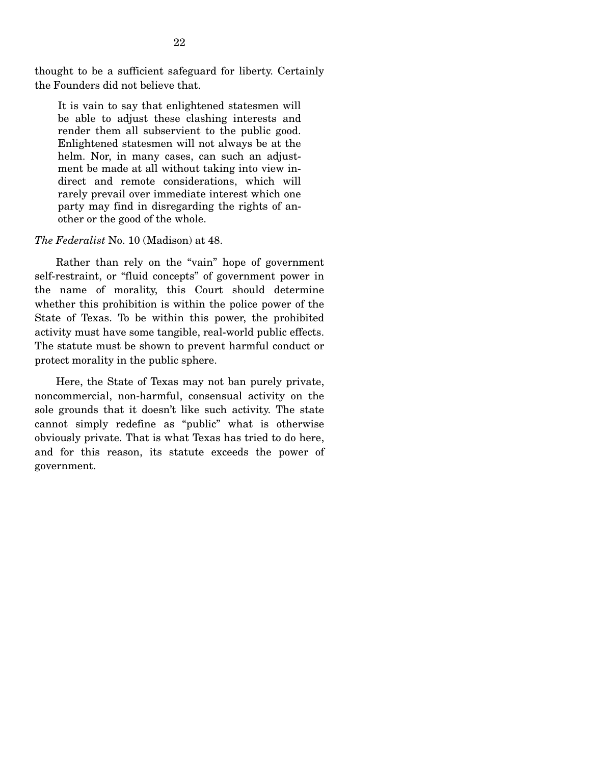thought to be a sufficient safeguard for liberty. Certainly the Founders did not believe that.

> It is vain to say that enlightened statesmen will be able to adjust these clashing interests and render them all subservient to the public good. Enlightened statesmen will not always be at the helm. Nor, in many cases, can such an adjustment be made at all without taking into view indirect and remote considerations, which will rarely prevail over immediate interest which one party may find in disregarding the rights of another or the good of the whole.

*The Federalist* No. 10 (Madison) at 48.

Rather than rely on the "vain" hope of government self-restraint, or "fluid concepts" of government power in the name of morality, this Court should determine whether this prohibition is within the police power of the State of Texas. To be within this power, the prohibited activity must have some tangible, real-world public effects. The statute must be shown to prevent harmful conduct or protect morality in the public sphere.

Here, the State of Texas may not ban purely private, noncommercial, non-harmful, consensual activity on the sole grounds that it doesn't like such activity. The state cannot simply redefine as "public" what is otherwise obviously private. That is what Texas has tried to do here, and for this reason, its statute exceeds the power of government.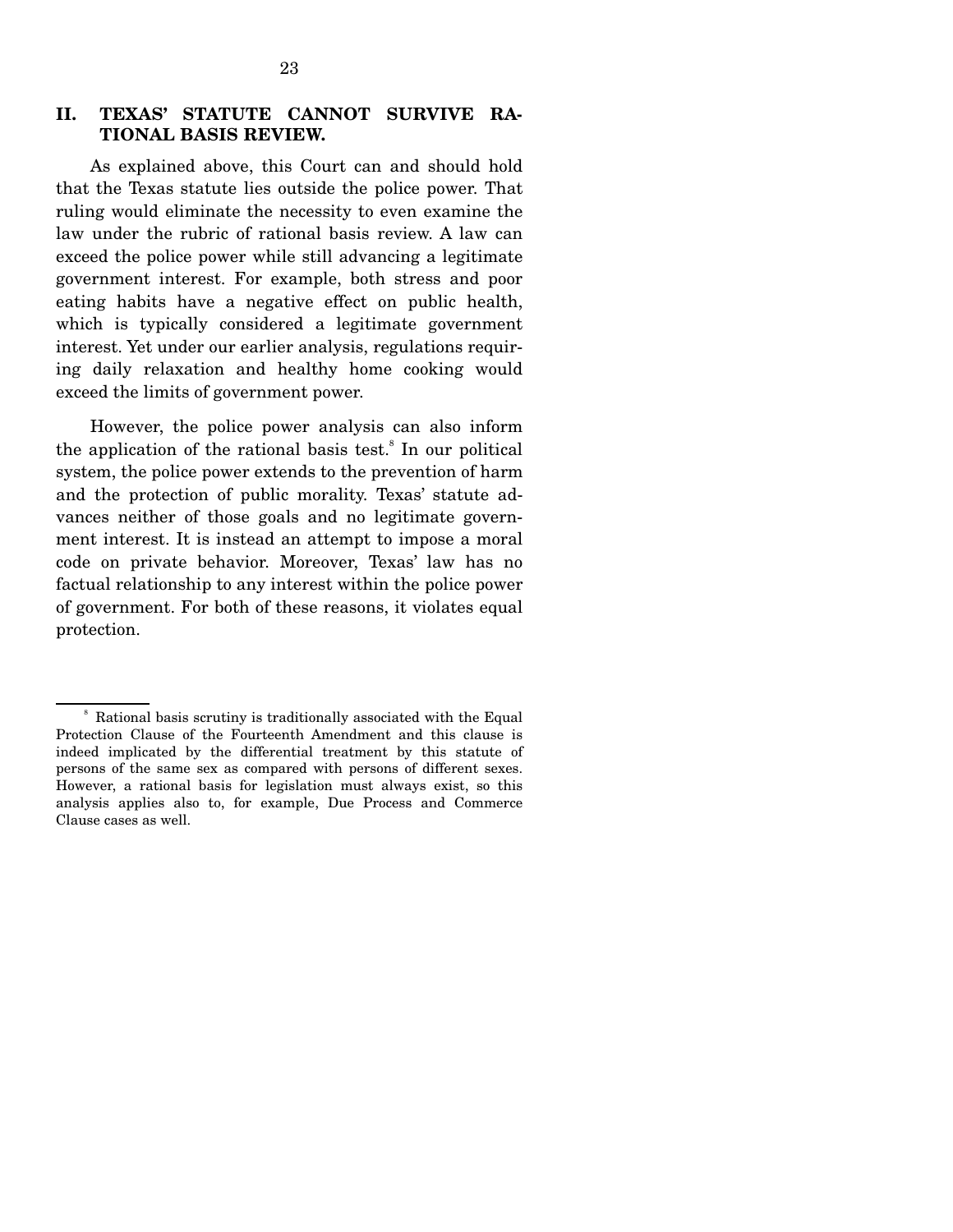## II. TEXAS' STATUTE CANNOT SURVIVE RATIONAL BASIS REVIEW.

As explained above, this Court can and should hold that the Texas statute lies outside the police power. That ruling would eliminate the necessity to even examine the law under the rubric of rational basis review. A law can exceed the police power while still advancing a legitimate government interest. For example, both stress and poor eating habits have a negative effect on public health, which is typically considered a legitimate government interest. Yet under our earlier analysis, regulations requiring daily relaxation and healthy home cooking would exceed the limits of government power.

However, the police power analysis can also inform the application of the rational basis test.[8] In our political system, the police power extends to the prevention of harm and the protection of public morality. Texas' statute advances neither of those goals and no legitimate government interest. It is instead an attempt to impose a moral code on private behavior. Moreover, Texas' law has no factual relationship to any interest within the police power of government. For both of these reasons, it violates equal protection.

---

[8] Rational basis scrutiny is traditionally associated with the Equal Protection Clause of the Fourteenth Amendment and this clause is indeed implicated by the differential treatment by this statute of persons of the same sex as compared with persons of different sexes. However, a rational basis for legislation must always exist, so this analysis applies also to, for example, Due Process and Commerce Clause cases as well.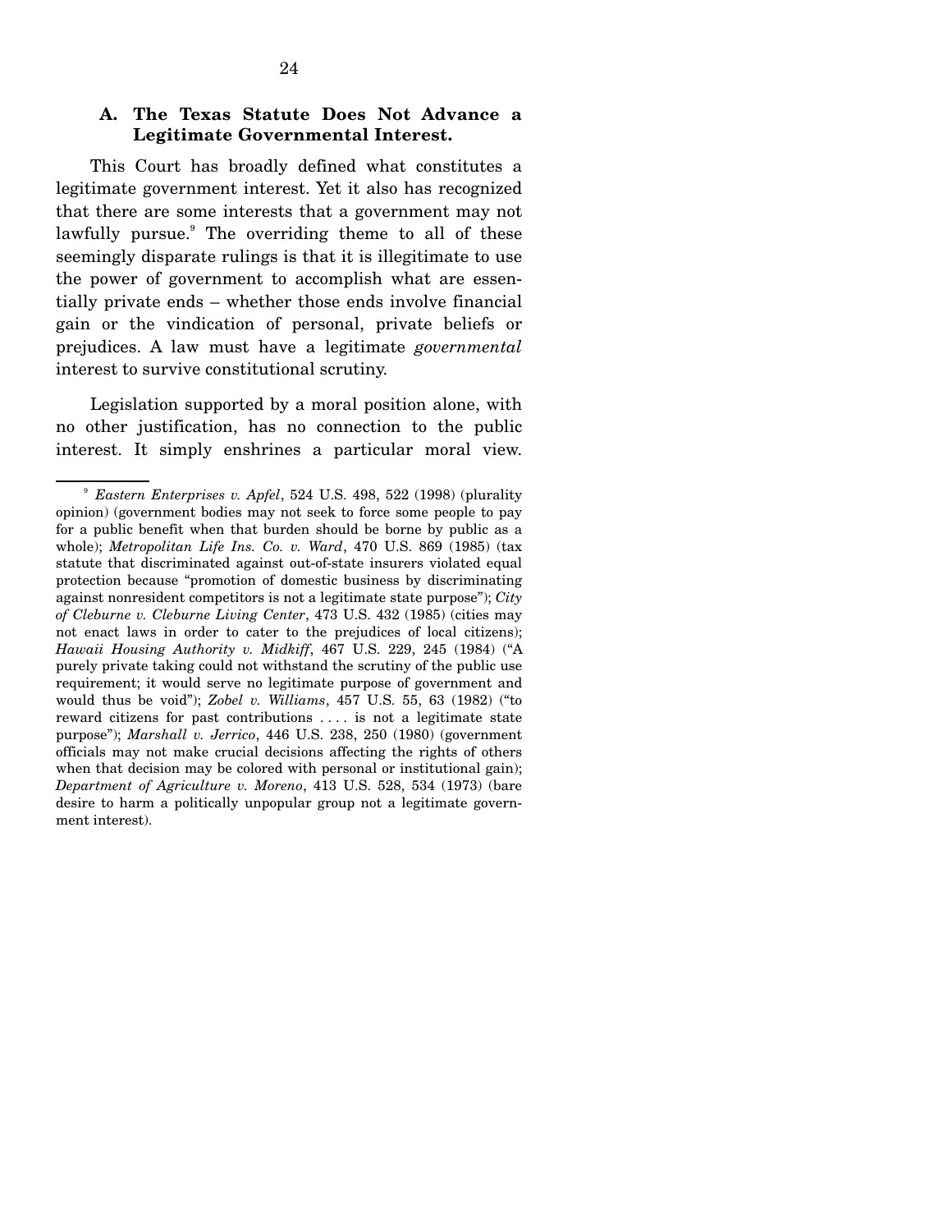### A. The Texas Statute Does Not Advance a Legitimate Governmental Interest.

This Court has broadly defined what constitutes a legitimate government interest. Yet it also has recognized that there are some interests that a government may not lawfully pursue.[9] The overriding theme to all of these seemingly disparate rulings is that it is illegitimate to use the power of government to accomplish what are essentially private ends – whether those ends involve financial gain or the vindication of personal, private beliefs or prejudices. A law must have a legitimate *governmental* interest to survive constitutional scrutiny.

Legislation supported by a moral position alone, with no other justification, has no connection to the public interest. It simply enshrines a particular moral view.

---

[9] *Eastern Enterprises v. Apfel*, 524 U.S. 498, 522 (1998) (plurality opinion) (government bodies may not seek to force some people to pay for a public benefit when that burden should be borne by public as a whole); *Metropolitan Life Ins. Co. v. Ward*, 470 U.S. 869 (1985) (tax statute that discriminated against out-of-state insurers violated equal protection because "promotion of domestic business by discriminating against nonresident competitors is not a legitimate state purpose"); *City of Cleburne v. Cleburne Living Center*, 473 U.S. 432 (1985) (cities may not enact laws in order to cater to the prejudices of local citizens); *Hawaii Housing Authority v. Midkiff*, 467 U.S. 229, 245 (1984) ("A purely private taking could not withstand the scrutiny of the public use requirement; it would serve no legitimate purpose of government and would thus be void"); *Zobel v. Williams*, 457 U.S. 55, 63 (1982) ("to reward citizens for past contributions . . . . is not a legitimate state purpose"); *Marshall v. Jerrico*, 446 U.S. 238, 250 (1980) (government officials may not make crucial decisions affecting the rights of others when that decision may be colored with personal or institutional gain); *Department of Agriculture v. Moreno*, 413 U.S. 528, 534 (1973) (bare desire to harm a politically unpopular group not a legitimate government interest).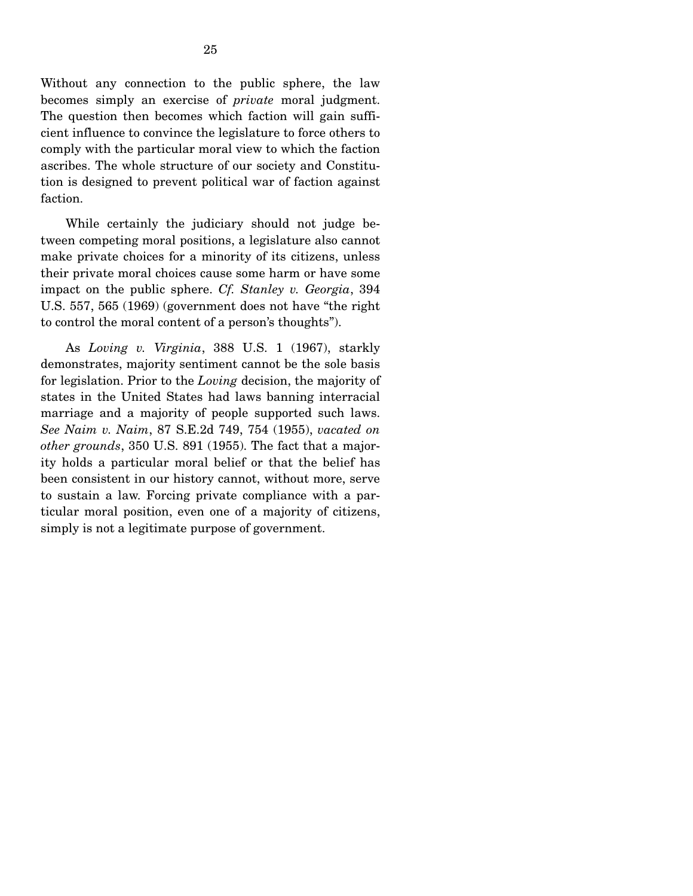Without any connection to the public sphere, the law becomes simply an exercise of *private* moral judgment. The question then becomes which faction will gain sufficient influence to convince the legislature to force others to comply with the particular moral view to which the faction ascribes. The whole structure of our society and Constitution is designed to prevent political war of faction against faction.

While certainly the judiciary should not judge between competing moral positions, a legislature also cannot make private choices for a minority of its citizens, unless their private moral choices cause some harm or have some impact on the public sphere. *Cf. Stanley v. Georgia*, 394 U.S. 557, 565 (1969) (government does not have "the right to control the moral content of a person's thoughts").

As *Loving v. Virginia*, 388 U.S. 1 (1967), starkly demonstrates, majority sentiment cannot be the sole basis for legislation. Prior to the *Loving* decision, the majority of states in the United States had laws banning interracial marriage and a majority of people supported such laws. *See Naim v. Naim*, 87 S.E.2d 749, 754 (1955), *vacated on other grounds*, 350 U.S. 891 (1955). The fact that a majority holds a particular moral belief or that the belief has been consistent in our history cannot, without more, serve to sustain a law. Forcing private compliance with a particular moral position, even one of a majority of citizens, simply is not a legitimate purpose of government.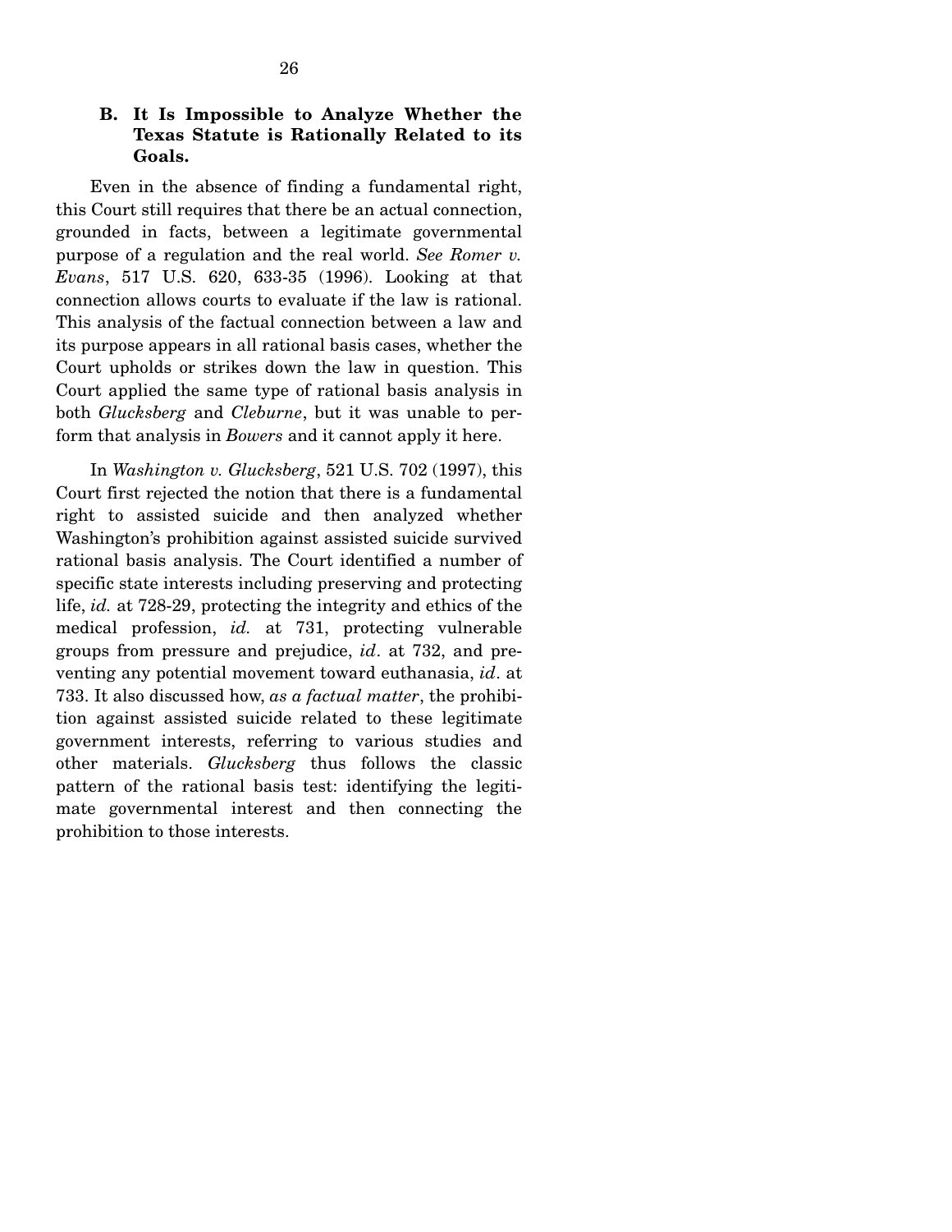### B. It Is Impossible to Analyze Whether the Texas Statute is Rationally Related to its Goals.

Even in the absence of finding a fundamental right, this Court still requires that there be an actual connection, grounded in facts, between a legitimate governmental purpose of a regulation and the real world. *See Romer v. Evans*, 517 U.S. 620, 633-35 (1996). Looking at that connection allows courts to evaluate if the law is rational. This analysis of the factual connection between a law and its purpose appears in all rational basis cases, whether the Court upholds or strikes down the law in question. This Court applied the same type of rational basis analysis in both *Glucksberg* and *Cleburne*, but it was unable to perform that analysis in *Bowers* and it cannot apply it here.

In *Washington v. Glucksberg*, 521 U.S. 702 (1997), this Court first rejected the notion that there is a fundamental right to assisted suicide and then analyzed whether Washington's prohibition against assisted suicide survived rational basis analysis. The Court identified a number of specific state interests including preserving and protecting life, *id.* at 728-29, protecting the integrity and ethics of the medical profession, *id.* at 731, protecting vulnerable groups from pressure and prejudice, *id*. at 732, and preventing any potential movement toward euthanasia, *id*. at 733. It also discussed how, *as a factual matter*, the prohibition against assisted suicide related to these legitimate government interests, referring to various studies and other materials. *Glucksberg* thus follows the classic pattern of the rational basis test: identifying the legitimate governmental interest and then connecting the prohibition to those interests.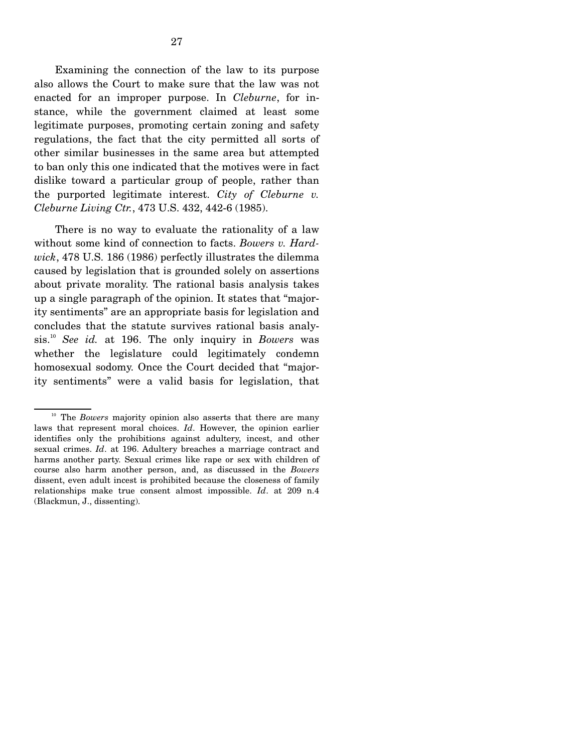Examining the connection of the law to its purpose also allows the Court to make sure that the law was not enacted for an improper purpose. In *Cleburne*, for instance, while the government claimed at least some legitimate purposes, promoting certain zoning and safety regulations, the fact that the city permitted all sorts of other similar businesses in the same area but attempted to ban only this one indicated that the motives were in fact dislike toward a particular group of people, rather than the purported legitimate interest. *City of Cleburne v. Cleburne Living Ctr.*, 473 U.S. 432, 442-6 (1985).

There is no way to evaluate the rationality of a law without some kind of connection to facts. *Bowers v. Hardwick*, 478 U.S. 186 (1986) perfectly illustrates the dilemma caused by legislation that is grounded solely on assertions about private morality. The rational basis analysis takes up a single paragraph of the opinion. It states that "majority sentiments" are an appropriate basis for legislation and concludes that the statute survives rational basis analysis.[10] *See id.* at 196. The only inquiry in *Bowers* was whether the legislature could legitimately condemn homosexual sodomy. Once the Court decided that "majority sentiments" were a valid basis for legislation, that

---

[10] The *Bowers* majority opinion also asserts that there are many laws that represent moral choices. *Id*. However, the opinion earlier identifies only the prohibitions against adultery, incest, and other sexual crimes. *Id*. at 196. Adultery breaches a marriage contract and harms another party. Sexual crimes like rape or sex with children of course also harm another person, and, as discussed in the *Bowers* dissent, even adult incest is prohibited because the closeness of family relationships make true consent almost impossible. *Id*. at 209 n.4 (Blackmun, J., dissenting).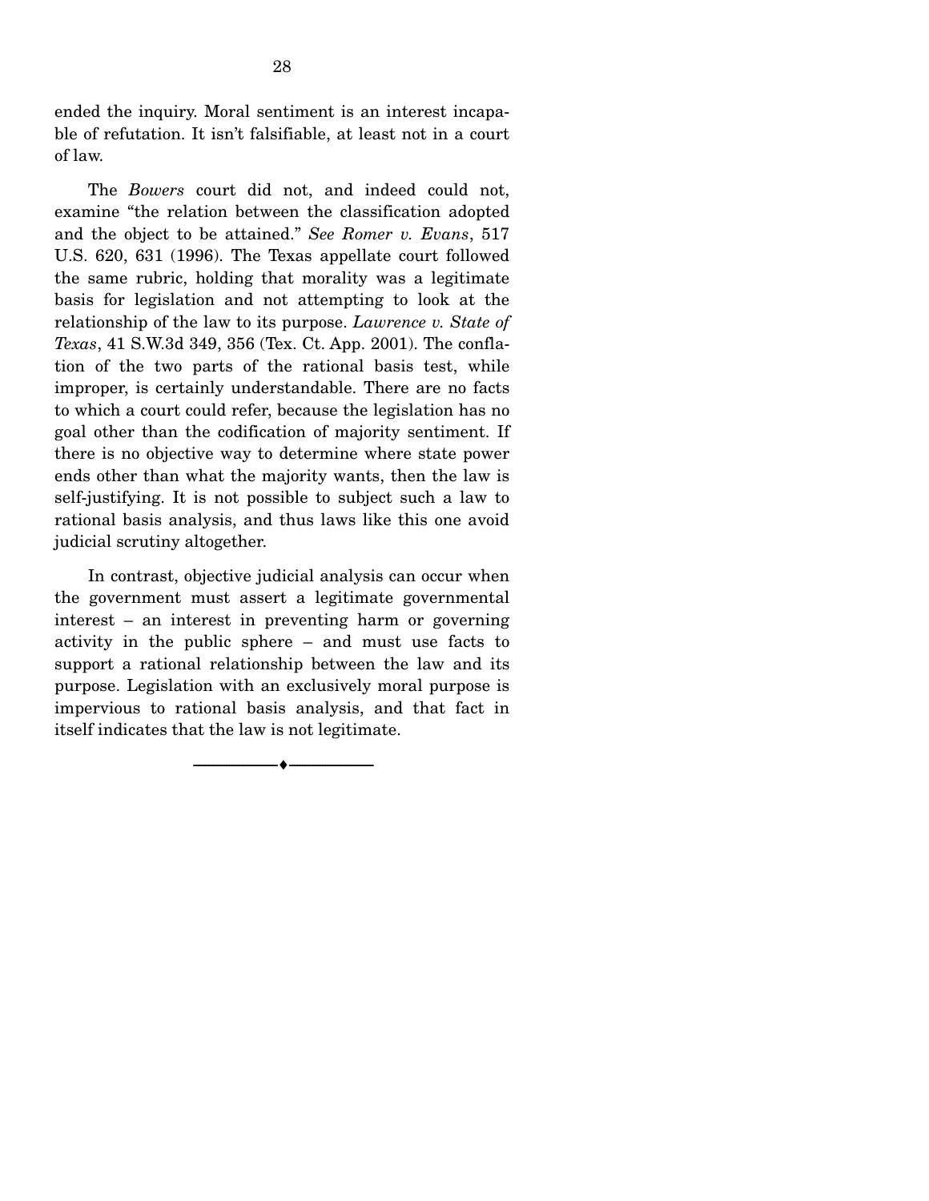ended the inquiry. Moral sentiment is an interest incapable of refutation. It isn't falsifiable, at least not in a court of law.

The *Bowers* court did not, and indeed could not, examine "the relation between the classification adopted and the object to be attained." *See Romer v. Evans*, 517 U.S. 620, 631 (1996). The Texas appellate court followed the same rubric, holding that morality was a legitimate basis for legislation and not attempting to look at the relationship of the law to its purpose. *Lawrence v. State of Texas*, 41 S.W.3d 349, 356 (Tex. Ct. App. 2001). The conflation of the two parts of the rational basis test, while improper, is certainly understandable. There are no facts to which a court could refer, because the legislation has no goal other than the codification of majority sentiment. If there is no objective way to determine where state power ends other than what the majority wants, then the law is self-justifying. It is not possible to subject such a law to rational basis analysis, and thus laws like this one avoid judicial scrutiny altogether.

In contrast, objective judicial analysis can occur when the government must assert a legitimate governmental interest – an interest in preventing harm or governing activity in the public sphere – and must use facts to support a rational relationship between the law and its purpose. Legislation with an exclusively moral purpose is impervious to rational basis analysis, and that fact in itself indicates that the law is not legitimate.

---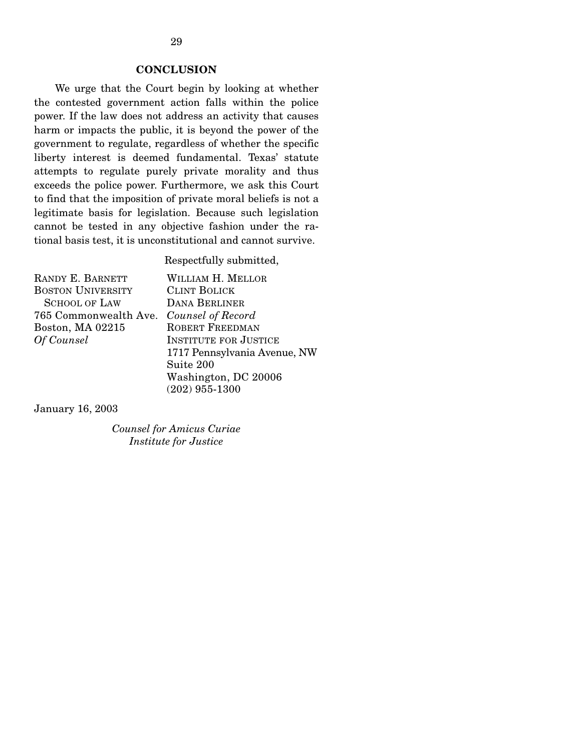## CONCLUSION

We urge that the Court begin by looking at whether the contested government action falls within the police power. If the law does not address an activity that causes harm or impacts the public, it is beyond the power of the government to regulate, regardless of whether the specific liberty interest is deemed fundamental. Texas' statute attempts to regulate purely private morality and thus exceeds the police power. Furthermore, we ask this Court to find that the imposition of private moral beliefs is not a legitimate basis for legislation. Because such legislation cannot be tested in any objective fashion under the rational basis test, it is unconstitutional and cannot survive.

Respectfully submitted,

RANDY E. BARNETT
BOSTON UNIVERSITY
SCHOOL OF LAW
765 Commonwealth Ave.
Boston, MA 02215
*Of Counsel*

WILLIAM H. MELLOR
CLINT BOLICK
DANA BERLINER
*Counsel of Record*
ROBERT FREEDMAN
INSTITUTE FOR JUSTICE
1717 Pennsylvania Avenue, NW
Suite 200
Washington, DC 20006
(202) 955-1300

January 16, 2003

*Counsel for Amicus Curiae*
*Institute for Justice*